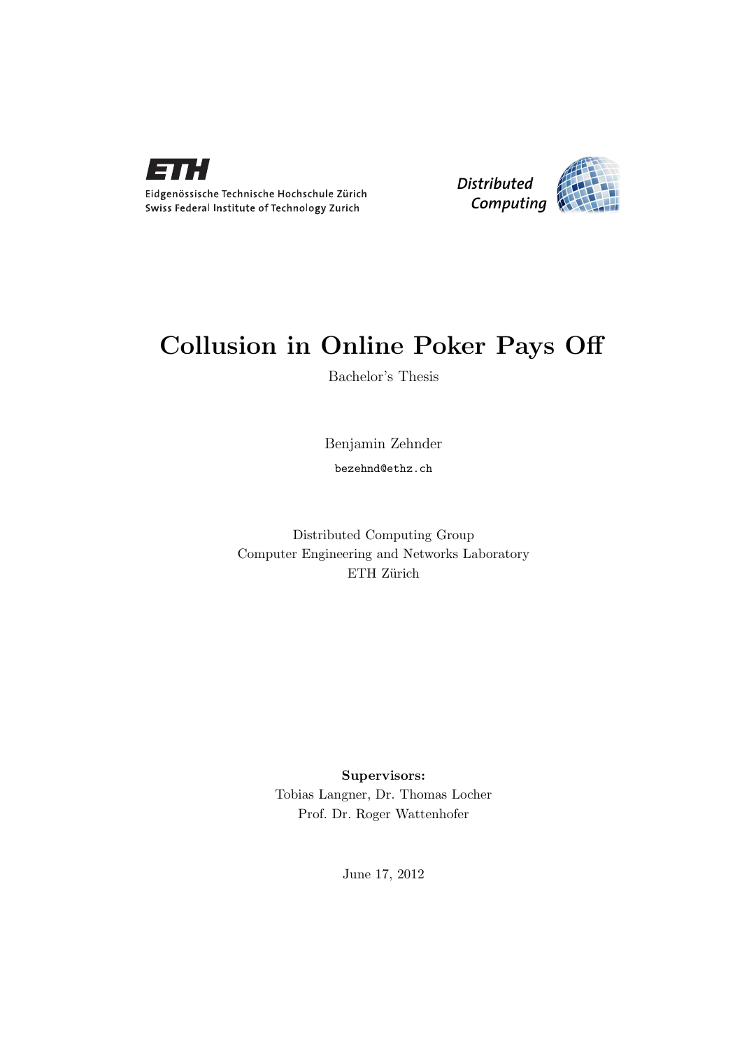Eidgenössische Technische Hochschule Zürich
Swiss Federal Institute of Technology Zurich

*Distributed Computing*

# Collusion in Online Poker Pays Off

Bachelor's Thesis

Benjamin Zehnder

bezehnd@ethz.ch

Distributed Computing Group
Computer Engineering and Networks Laboratory
ETH Zürich

**Supervisors:**
Tobias Langner, Dr. Thomas Locher
Prof. Dr. Roger Wattenhofer

June 17, 2012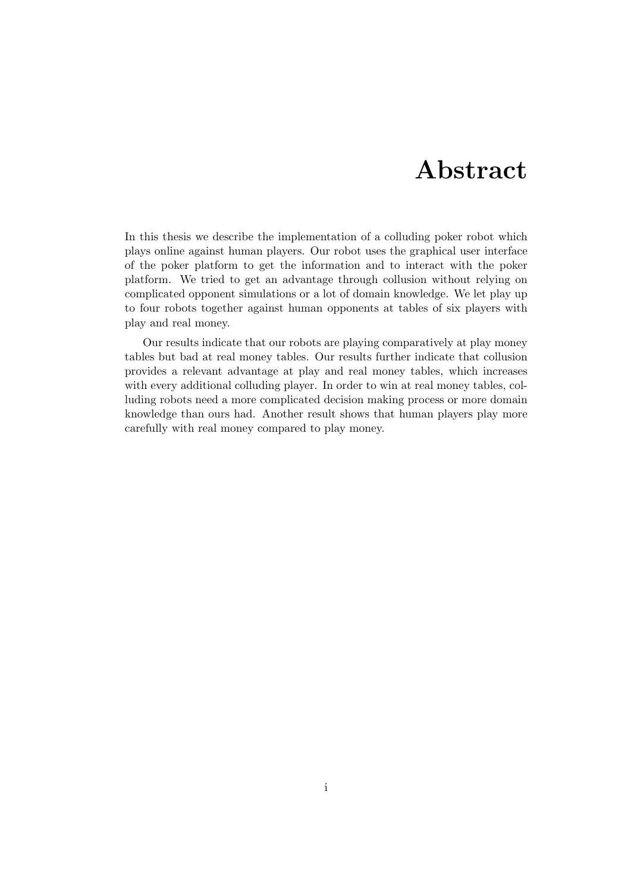# Abstract

In this thesis we describe the implementation of a colluding poker robot which plays online against human players. Our robot uses the graphical user interface of the poker platform to get the information and to interact with the poker platform. We tried to get an advantage through collusion without relying on complicated opponent simulations or a lot of domain knowledge. We let play up to four robots together against human opponents at tables of six players with play and real money.

Our results indicate that our robots are playing comparatively at play money tables but bad at real money tables. Our results further indicate that collusion provides a relevant advantage at play and real money tables, which increases with every additional colluding player. In order to win at real money tables, colluding robots need a more complicated decision making process or more domain knowledge than ours had. Another result shows that human players play more carefully with real money compared to play money.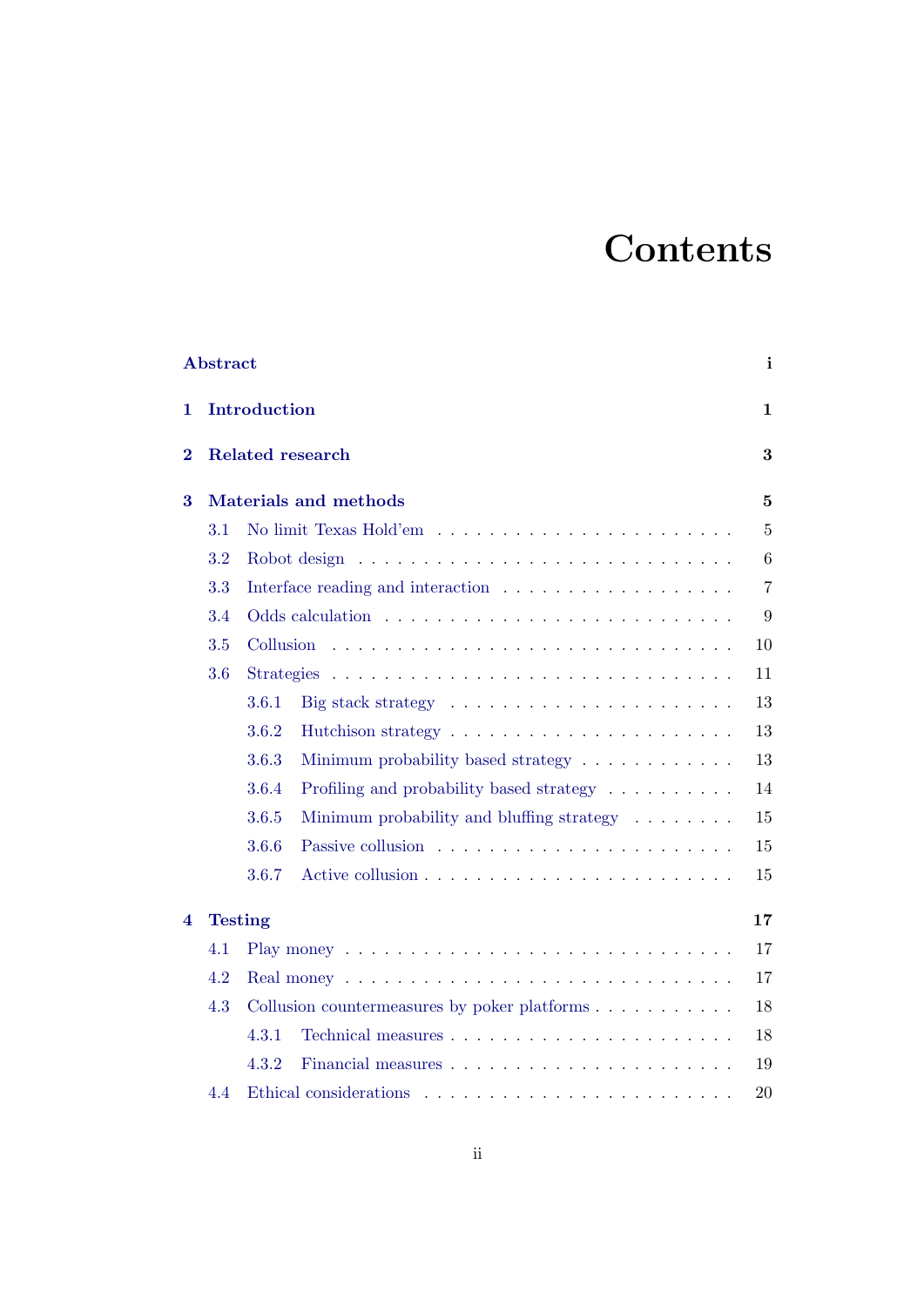# Contents

**Abstract** **i**

**1 Introduction** **1**

**2 Related research** **3**

**3 Materials and methods** **5**

- 3.1 No limit Texas Hold'em . . . . . . . . . . . . . . . . . . . . . . 5
- 3.2 Robot design . . . . . . . . . . . . . . . . . . . . . . . . . . . . 6
- 3.3 Interface reading and interaction . . . . . . . . . . . . . . . . . 7
- 3.4 Odds calculation . . . . . . . . . . . . . . . . . . . . . . . . . . 9
- 3.5 Collusion . . . . . . . . . . . . . . . . . . . . . . . . . . . . . . 10
- 3.6 Strategies . . . . . . . . . . . . . . . . . . . . . . . . . . . . . . 11
  - 3.6.1 Big stack strategy . . . . . . . . . . . . . . . . . . . . . 13
  - 3.6.2 Hutchison strategy . . . . . . . . . . . . . . . . . . . . 13
  - 3.6.3 Minimum probability based strategy . . . . . . . . . . . . 13
  - 3.6.4 Profiling and probability based strategy . . . . . . . . . . 14
  - 3.6.5 Minimum probability and bluffing strategy . . . . . . . . 15
  - 3.6.6 Passive collusion . . . . . . . . . . . . . . . . . . . . . . 15
  - 3.6.7 Active collusion . . . . . . . . . . . . . . . . . . . . . . 15

**4 Testing** **17**

- 4.1 Play money . . . . . . . . . . . . . . . . . . . . . . . . . . . . . 17
- 4.2 Real money . . . . . . . . . . . . . . . . . . . . . . . . . . . . . 17
- 4.3 Collusion countermeasures by poker platforms . . . . . . . . . . . 18
  - 4.3.1 Technical measures . . . . . . . . . . . . . . . . . . . . . 18
  - 4.3.2 Financial measures . . . . . . . . . . . . . . . . . . . . . 19
- 4.4 Ethical considerations . . . . . . . . . . . . . . . . . . . . . . . 20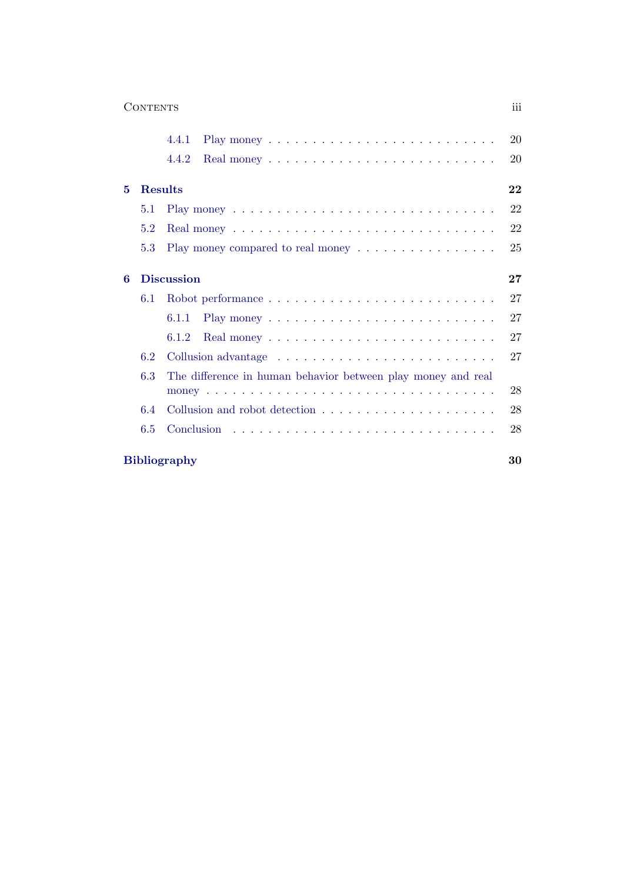4.4.1 Play money . . . . . . . . . . . . . . . . . . . . . . . . . 20
4.4.2 Real money . . . . . . . . . . . . . . . . . . . . . . . . . 20

**5 Results** **22**

5.1 Play money . . . . . . . . . . . . . . . . . . . . . . . . . . . 22
5.2 Real money . . . . . . . . . . . . . . . . . . . . . . . . . . . 22
5.3 Play money compared to real money . . . . . . . . . . . . . . . 25

**6 Discussion** **27**

6.1 Robot performance . . . . . . . . . . . . . . . . . . . . . . . . 27
6.1.1 Play money . . . . . . . . . . . . . . . . . . . . . . . . . 27
6.1.2 Real money . . . . . . . . . . . . . . . . . . . . . . . . . 27
6.2 Collusion advantage . . . . . . . . . . . . . . . . . . . . . . . 27
6.3 The difference in human behavior between play money and real money . . . . . . . . . . . . . . . . . . . . . . . . . . . . . . . 28
6.4 Collusion and robot detection . . . . . . . . . . . . . . . . . . . 28
6.5 Conclusion . . . . . . . . . . . . . . . . . . . . . . . . . . . . 28

**Bibliography** **30**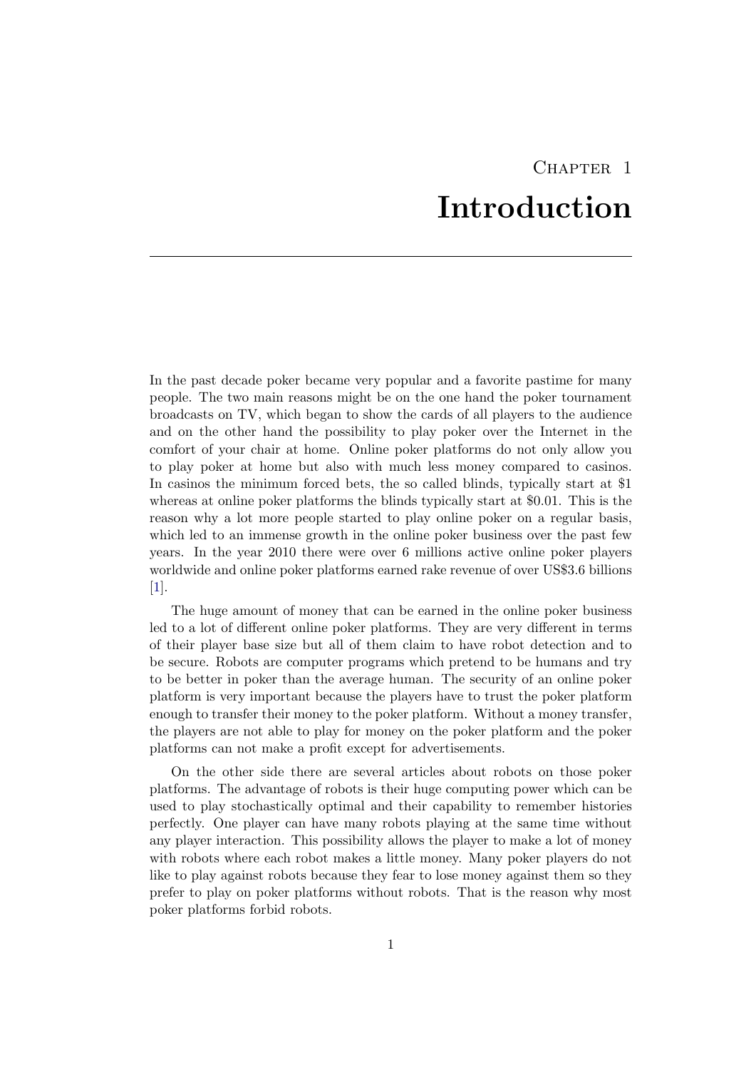# Chapter 1
# Introduction

In the past decade poker became very popular and a favorite pastime for many people. The two main reasons might be on the one hand the poker tournament broadcasts on TV, which began to show the cards of all players to the audience and on the other hand the possibility to play poker over the Internet in the comfort of your chair at home. Online poker platforms do not only allow you to play poker at home but also with much less money compared to casinos. In casinos the minimum forced bets, the so called blinds, typically start at $1 whereas at online poker platforms the blinds typically start at $0.01. This is the reason why a lot more people started to play online poker on a regular basis, which led to an immense growth in the online poker business over the past few years. In the year 2010 there were over 6 millions active online poker players worldwide and online poker platforms earned rake revenue of over US$3.6 billions [1].

The huge amount of money that can be earned in the online poker business led to a lot of different online poker platforms. They are very different in terms of their player base size but all of them claim to have robot detection and to be secure. Robots are computer programs which pretend to be humans and try to be better in poker than the average human. The security of an online poker platform is very important because the players have to trust the poker platform enough to transfer their money to the poker platform. Without a money transfer, the players are not able to play for money on the poker platform and the poker platforms can not make a profit except for advertisements.

On the other side there are several articles about robots on those poker platforms. The advantage of robots is their huge computing power which can be used to play stochastically optimal and their capability to remember histories perfectly. One player can have many robots playing at the same time without any player interaction. This possibility allows the player to make a lot of money with robots where each robot makes a little money. Many poker players do not like to play against robots because they fear to lose money against them so they prefer to play on poker platforms without robots. That is the reason why most poker platforms forbid robots.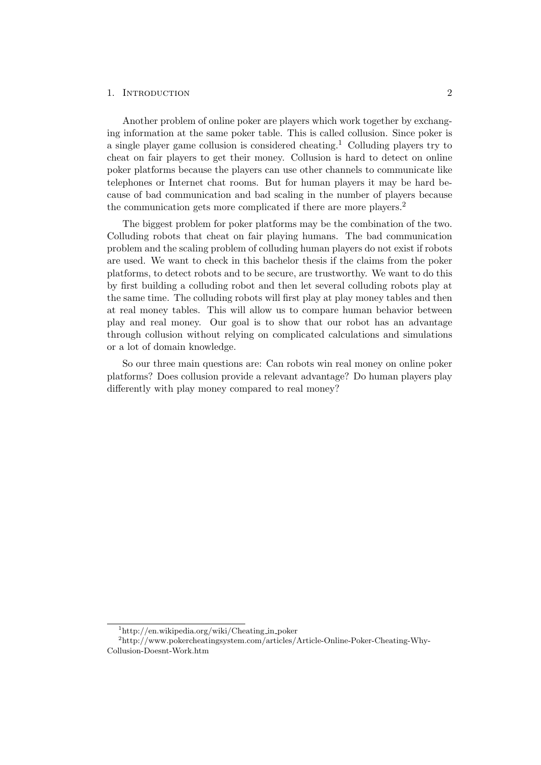Another problem of online poker are players which work together by exchanging information at the same poker table. This is called collusion. Since poker is a single player game collusion is considered cheating.[1] Colluding players try to cheat on fair players to get their money. Collusion is hard to detect on online poker platforms because the players can use other channels to communicate like telephones or Internet chat rooms. But for human players it may be hard because of bad communication and bad scaling in the number of players because the communication gets more complicated if there are more players.[2]

The biggest problem for poker platforms may be the combination of the two. Colluding robots that cheat on fair playing humans. The bad communication problem and the scaling problem of colluding human players do not exist if robots are used. We want to check in this bachelor thesis if the claims from the poker platforms, to detect robots and to be secure, are trustworthy. We want to do this by first building a colluding robot and then let several colluding robots play at the same time. The colluding robots will first play at play money tables and then at real money tables. This will allow us to compare human behavior between play and real money. Our goal is to show that our robot has an advantage through collusion without relying on complicated calculations and simulations or a lot of domain knowledge.

So our three main questions are: Can robots win real money on online poker platforms? Does collusion provide a relevant advantage? Do human players play differently with play money compared to real money?

---

[1] http://en.wikipedia.org/wiki/Cheating_in_poker

[2] http://www.pokercheatingsystem.com/articles/Article-Online-Poker-Cheating-Why-Collusion-Doesnt-Work.htm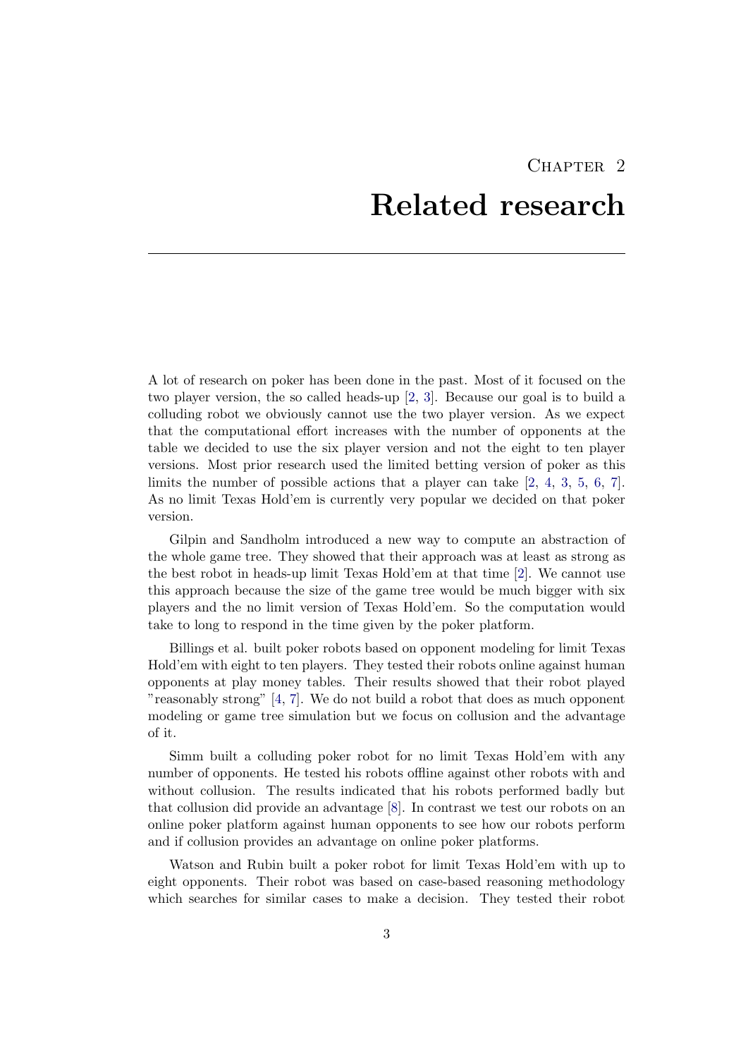# Chapter 2

# Related research

A lot of research on poker has been done in the past. Most of it focused on the two player version, the so called heads-up [2, 3]. Because our goal is to build a colluding robot we obviously cannot use the two player version. As we expect that the computational effort increases with the number of opponents at the table we decided to use the six player version and not the eight to ten player versions. Most prior research used the limited betting version of poker as this limits the number of possible actions that a player can take [2, 4, 3, 5, 6, 7]. As no limit Texas Hold'em is currently very popular we decided on that poker version.

Gilpin and Sandholm introduced a new way to compute an abstraction of the whole game tree. They showed that their approach was at least as strong as the best robot in heads-up limit Texas Hold'em at that time [2]. We cannot use this approach because the size of the game tree would be much bigger with six players and the no limit version of Texas Hold'em. So the computation would take to long to respond in the time given by the poker platform.

Billings et al. built poker robots based on opponent modeling for limit Texas Hold'em with eight to ten players. They tested their robots online against human opponents at play money tables. Their results showed that their robot played "reasonably strong" [4, 7]. We do not build a robot that does as much opponent modeling or game tree simulation but we focus on collusion and the advantage of it.

Simm built a colluding poker robot for no limit Texas Hold'em with any number of opponents. He tested his robots offline against other robots with and without collusion. The results indicated that his robots performed badly but that collusion did provide an advantage [8]. In contrast we test our robots on an online poker platform against human opponents to see how our robots perform and if collusion provides an advantage on online poker platforms.

Watson and Rubin built a poker robot for limit Texas Hold'em with up to eight opponents. Their robot was based on case-based reasoning methodology which searches for similar cases to make a decision. They tested their robot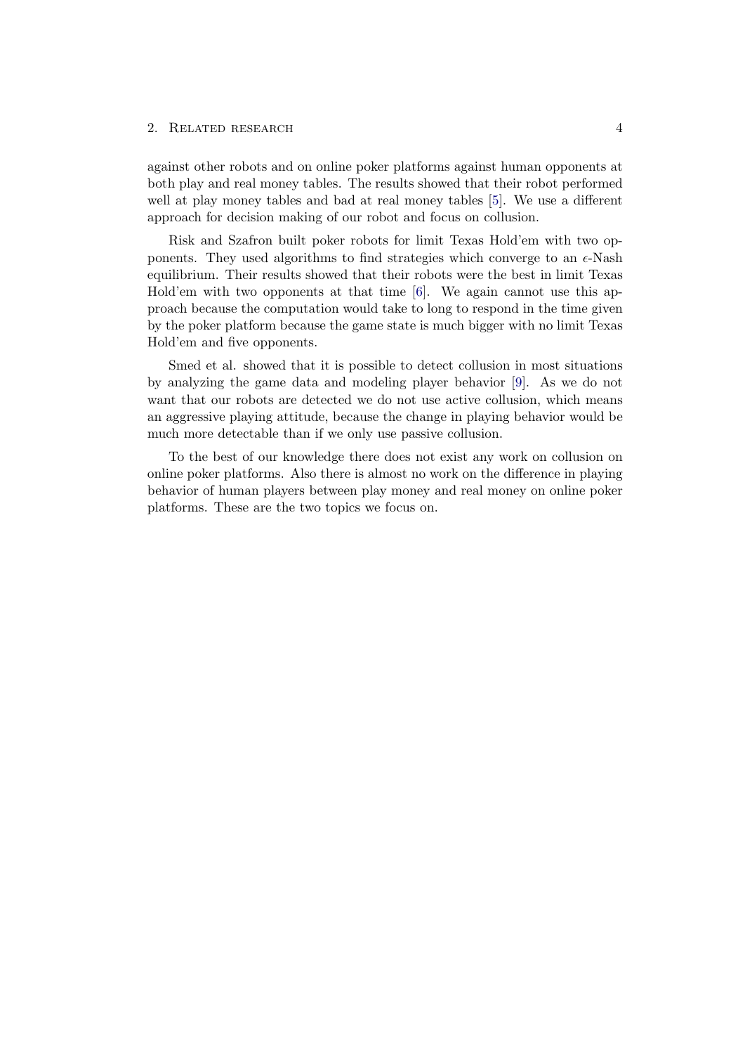against other robots and on online poker platforms against human opponents at both play and real money tables. The results showed that their robot performed well at play money tables and bad at real money tables [5]. We use a different approach for decision making of our robot and focus on collusion.

Risk and Szafron built poker robots for limit Texas Hold'em with two opponents. They used algorithms to find strategies which converge to an $\epsilon$-Nash equilibrium. Their results showed that their robots were the best in limit Texas Hold'em with two opponents at that time [6]. We again cannot use this approach because the computation would take to long to respond in the time given by the poker platform because the game state is much bigger with no limit Texas Hold'em and five opponents.

Smed et al. showed that it is possible to detect collusion in most situations by analyzing the game data and modeling player behavior [9]. As we do not want that our robots are detected we do not use active collusion, which means an aggressive playing attitude, because the change in playing behavior would be much more detectable than if we only use passive collusion.

To the best of our knowledge there does not exist any work on collusion on online poker platforms. Also there is almost no work on the difference in playing behavior of human players between play money and real money on online poker platforms. These are the two topics we focus on.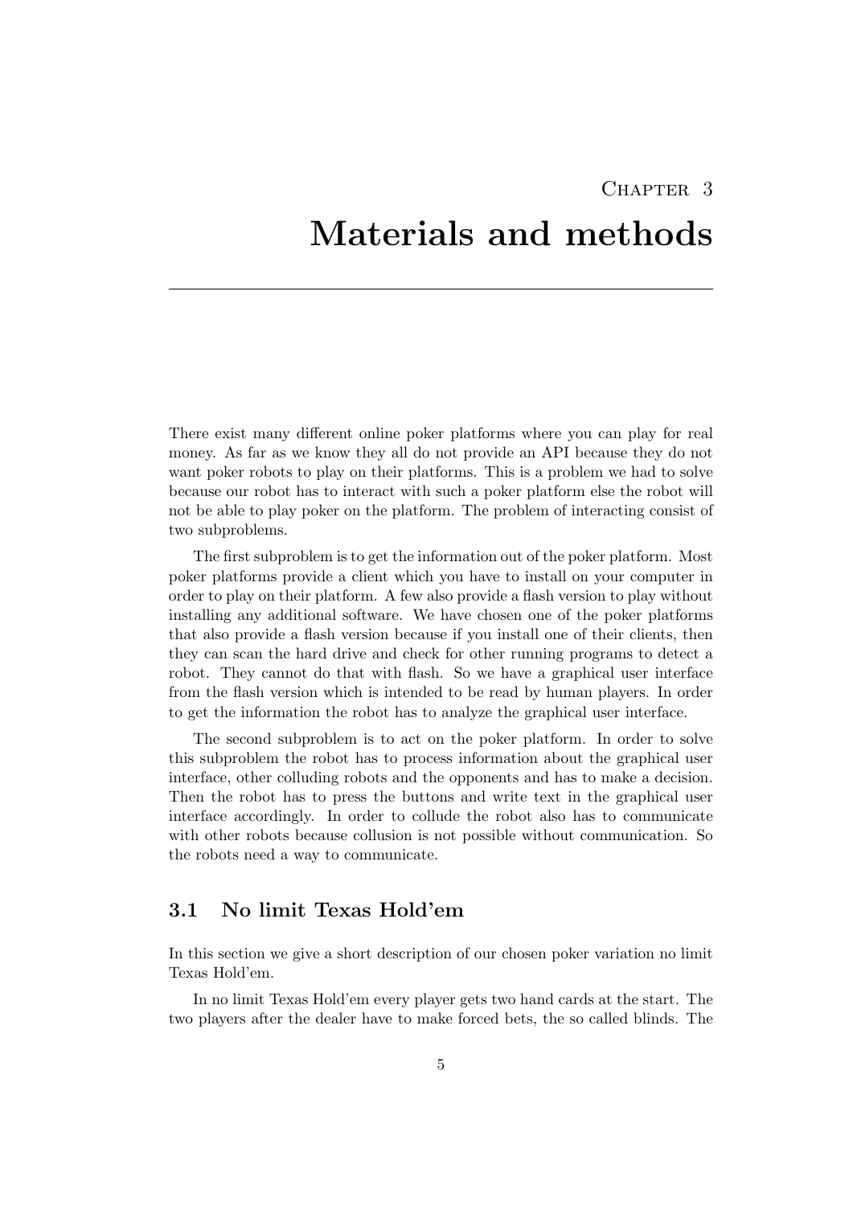# Chapter 3

# Materials and methods

There exist many different online poker platforms where you can play for real money. As far as we know they all do not provide an API because they do not want poker robots to play on their platforms. This is a problem we had to solve because our robot has to interact with such a poker platform else the robot will not be able to play poker on the platform. The problem of interacting consist of two subproblems.

The first subproblem is to get the information out of the poker platform. Most poker platforms provide a client which you have to install on your computer in order to play on their platform. A few also provide a flash version to play without installing any additional software. We have chosen one of the poker platforms that also provide a flash version because if you install one of their clients, then they can scan the hard drive and check for other running programs to detect a robot. They cannot do that with flash. So we have a graphical user interface from the flash version which is intended to be read by human players. In order to get the information the robot has to analyze the graphical user interface.

The second subproblem is to act on the poker platform. In order to solve this subproblem the robot has to process information about the graphical user interface, other colluding robots and the opponents and has to make a decision. Then the robot has to press the buttons and write text in the graphical user interface accordingly. In order to collude the robot also has to communicate with other robots because collusion is not possible without communication. So the robots need a way to communicate.

## 3.1 No limit Texas Hold'em

In this section we give a short description of our chosen poker variation no limit Texas Hold'em.

In no limit Texas Hold'em every player gets two hand cards at the start. The two players after the dealer have to make forced bets, the so called blinds. The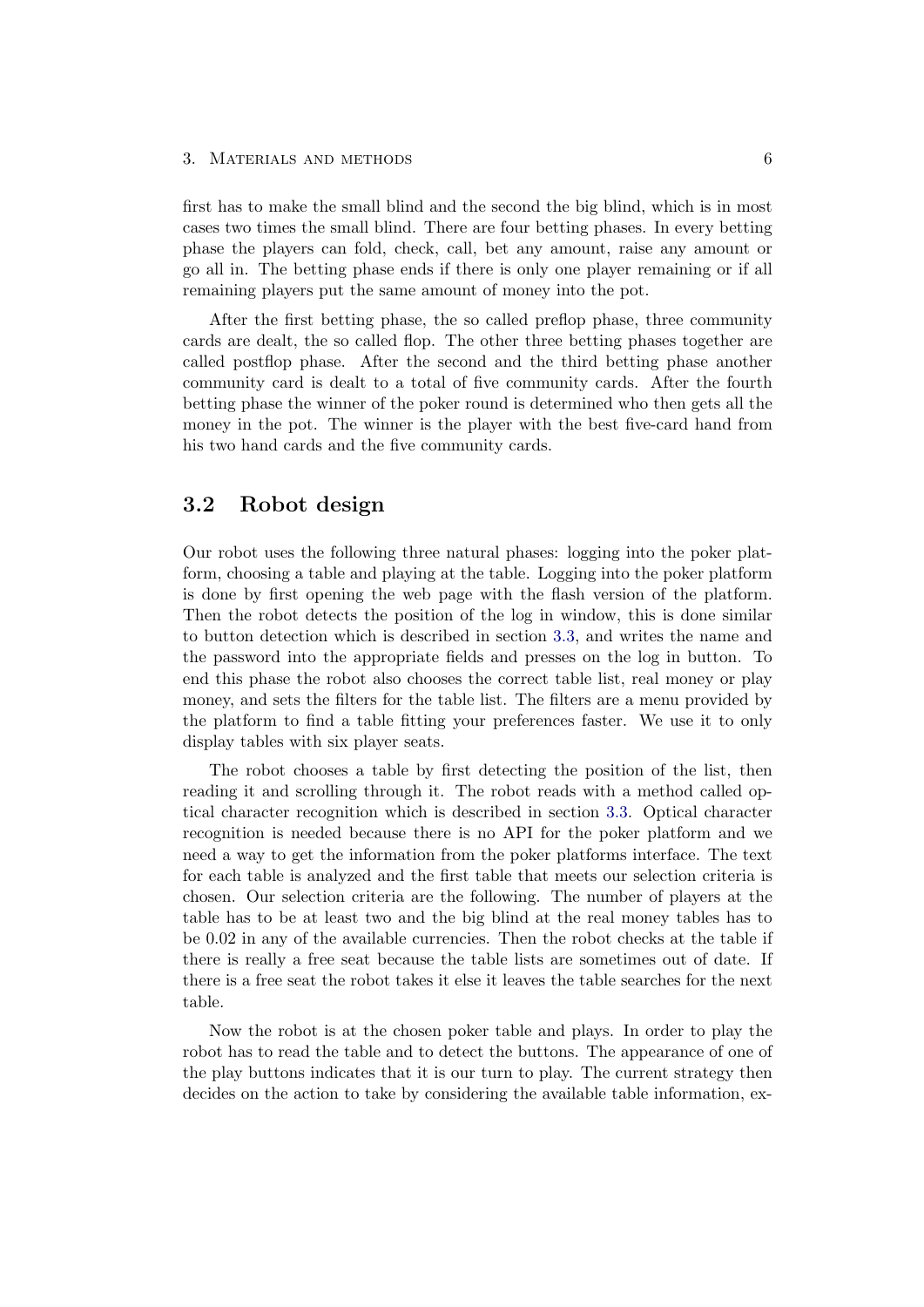first has to make the small blind and the second the big blind, which is in most cases two times the small blind. There are four betting phases. In every betting phase the players can fold, check, call, bet any amount, raise any amount or go all in. The betting phase ends if there is only one player remaining or if all remaining players put the same amount of money into the pot.

After the first betting phase, the so called preflop phase, three community cards are dealt, the so called flop. The other three betting phases together are called postflop phase. After the second and the third betting phase another community card is dealt to a total of five community cards. After the fourth betting phase the winner of the poker round is determined who then gets all the money in the pot. The winner is the player with the best five-card hand from his two hand cards and the five community cards.

## 3.2 Robot design

Our robot uses the following three natural phases: logging into the poker platform, choosing a table and playing at the table. Logging into the poker platform is done by first opening the web page with the flash version of the platform. Then the robot detects the position of the log in window, this is done similar to button detection which is described in section 3.3, and writes the name and the password into the appropriate fields and presses on the log in button. To end this phase the robot also chooses the correct table list, real money or play money, and sets the filters for the table list. The filters are a menu provided by the platform to find a table fitting your preferences faster. We use it to only display tables with six player seats.

The robot chooses a table by first detecting the position of the list, then reading it and scrolling through it. The robot reads with a method called optical character recognition which is described in section 3.3. Optical character recognition is needed because there is no API for the poker platform and we need a way to get the information from the poker platforms interface. The text for each table is analyzed and the first table that meets our selection criteria is chosen. Our selection criteria are the following. The number of players at the table has to be at least two and the big blind at the real money tables has to be 0.02 in any of the available currencies. Then the robot checks at the table if there is really a free seat because the table lists are sometimes out of date. If there is a free seat the robot takes it else it leaves the table searches for the next table.

Now the robot is at the chosen poker table and plays. In order to play the robot has to read the table and to detect the buttons. The appearance of one of the play buttons indicates that it is our turn to play. The current strategy then decides on the action to take by considering the available table information, ex-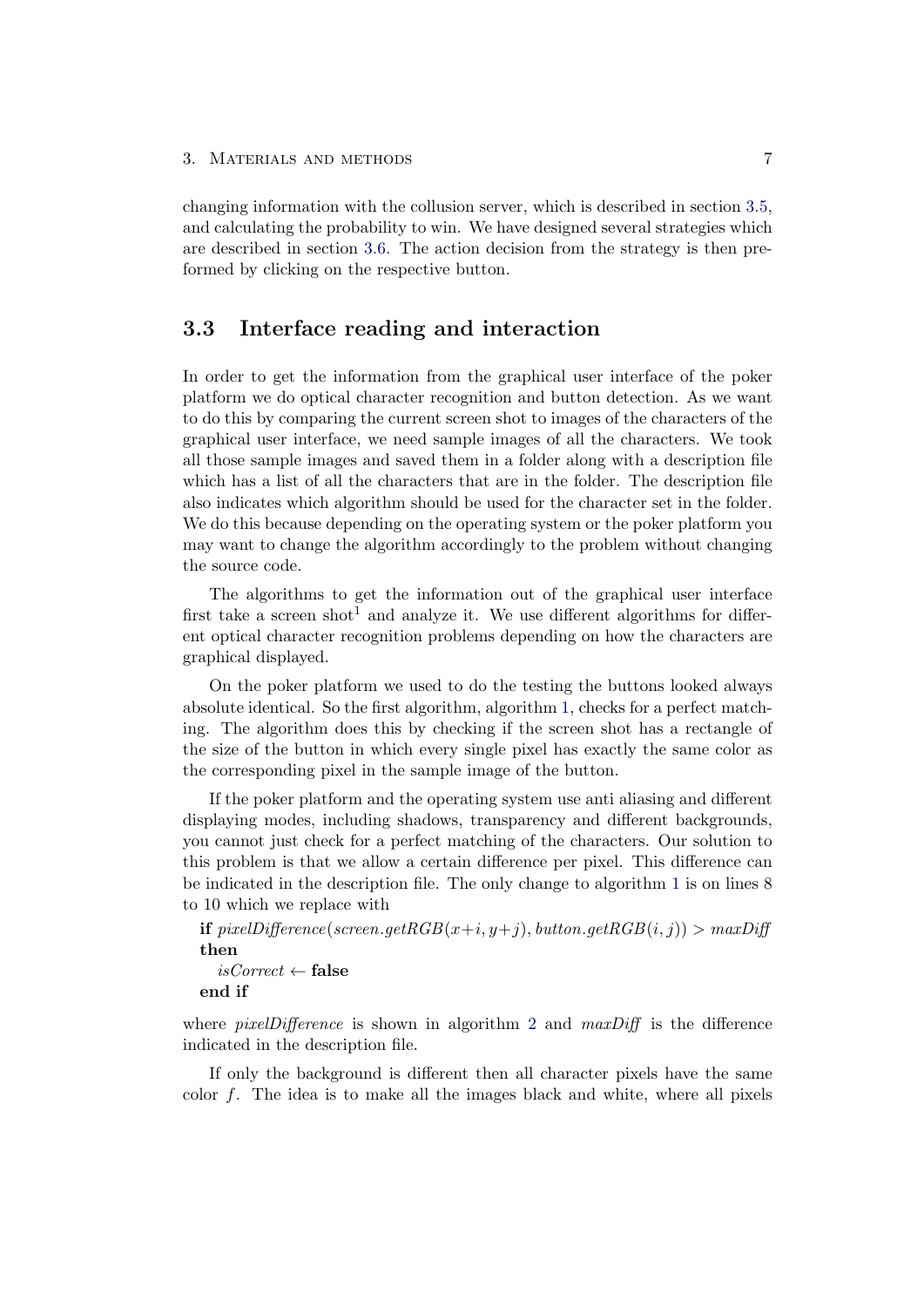changing information with the collusion server, which is described in section 3.5, and calculating the probability to win. We have designed several strategies which are described in section 3.6. The action decision from the strategy is then preformed by clicking on the respective button.

## 3.3 Interface reading and interaction

In order to get the information from the graphical user interface of the poker platform we do optical character recognition and button detection. As we want to do this by comparing the current screen shot to images of the characters of the graphical user interface, we need sample images of all the characters. We took all those sample images and saved them in a folder along with a description file which has a list of all the characters that are in the folder. The description file also indicates which algorithm should be used for the character set in the folder. We do this because depending on the operating system or the poker platform you may want to change the algorithm accordingly to the problem without changing the source code.

The algorithms to get the information out of the graphical user interface first take a screen shot[1] and analyze it. We use different algorithms for different optical character recognition problems depending on how the characters are graphical displayed.

On the poker platform we used to do the testing the buttons looked always absolute identical. So the first algorithm, algorithm 1, checks for a perfect matching. The algorithm does this by checking if the screen shot has a rectangle of the size of the button in which every single pixel has exactly the same color as the corresponding pixel in the sample image of the button.

If the poker platform and the operating system use anti aliasing and different displaying modes, including shadows, transparency and different backgrounds, you cannot just check for a perfect matching of the characters. Our solution to this problem is that we allow a certain difference per pixel. This difference can be indicated in the description file. The only change to algorithm 1 is on lines 8 to 10 which we replace with

**if** $pixelDifference(screen.getRGB(x+i, y+j), button.getRGB(i, j)) > maxDiff$ **then**
  $isCorrect \leftarrow$ **false**
**end if**

where *pixelDifference* is shown in algorithm 2 and *maxDiff* is the difference indicated in the description file.

If only the background is different then all character pixels have the same color $f$. The idea is to make all the images black and white, where all pixels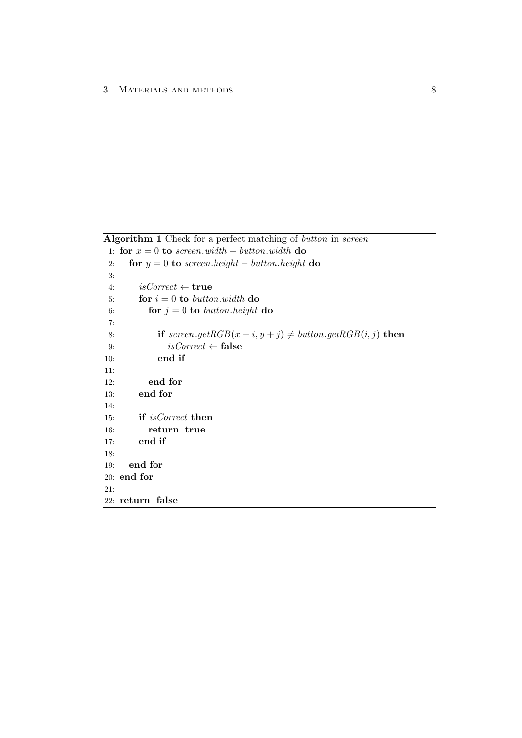**Algorithm 1** Check for a perfect matching of *button* in *screen*

```
1: for x = 0 to screen.width − button.width do
2:    for y = 0 to screen.height − button.height do
3:
4:       isCorrect ← true
5:       for i = 0 to button.width do
6:          for j = 0 to button.height do
7:
8:             if screen.getRGB(x + i, y + j) ≠ button.getRGB(i, j) then
9:                isCorrect ← false
10:            end if
11:
12:         end for
13:      end for
14:
15:      if isCorrect then
16:         return true
17:      end if
18:
19:   end for
20: end for
21:
22: return false
```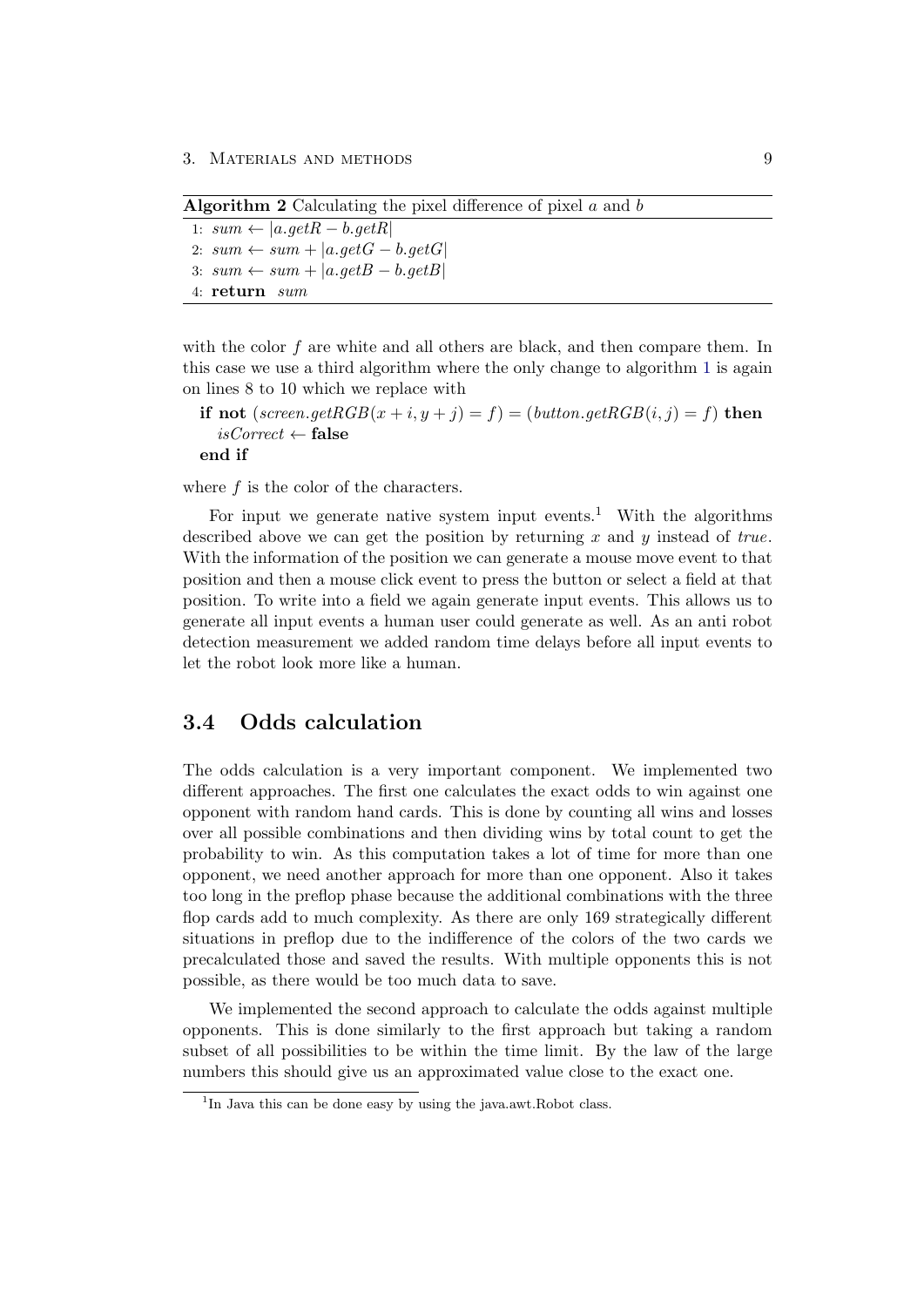**Algorithm 2** Calculating the pixel difference of pixel $a$ and $b$

```
1: sum ← |a.getR − b.getR|
2: sum ← sum + |a.getG − b.getG|
3: sum ← sum + |a.getB − b.getB|
4: return sum
```

with the color $f$ are white and all others are black, and then compare them. In this case we use a third algorithm where the only change to algorithm 1 is again on lines 8 to 10 which we replace with

```
if not (screen.getRGB(x + i, y + j) = f) = (button.getRGB(i, j) = f) then
    isCorrect ← false
end if
```

where $f$ is the color of the characters.

For input we generate native system input events.[1] With the algorithms described above we can get the position by returning $x$ and $y$ instead of *true*. With the information of the position we can generate a mouse move event to that position and then a mouse click event to press the button or select a field at that position. To write into a field we again generate input events. This allows us to generate all input events a human user could generate as well. As an anti robot detection measurement we added random time delays before all input events to let the robot look more like a human.

## 3.4 Odds calculation

The odds calculation is a very important component. We implemented two different approaches. The first one calculates the exact odds to win against one opponent with random hand cards. This is done by counting all wins and losses over all possible combinations and then dividing wins by total count to get the probability to win. As this computation takes a lot of time for more than one opponent, we need another approach for more than one opponent. Also it takes too long in the preflop phase because the additional combinations with the three flop cards add to much complexity. As there are only 169 strategically different situations in preflop due to the indifference of the colors of the two cards we precalculated those and saved the results. With multiple opponents this is not possible, as there would be too much data to save.

We implemented the second approach to calculate the odds against multiple opponents. This is done similarly to the first approach but taking a random subset of all possibilities to be within the time limit. By the law of the large numbers this should give us an approximated value close to the exact one.

[1] In Java this can be done easy by using the java.awt.Robot class.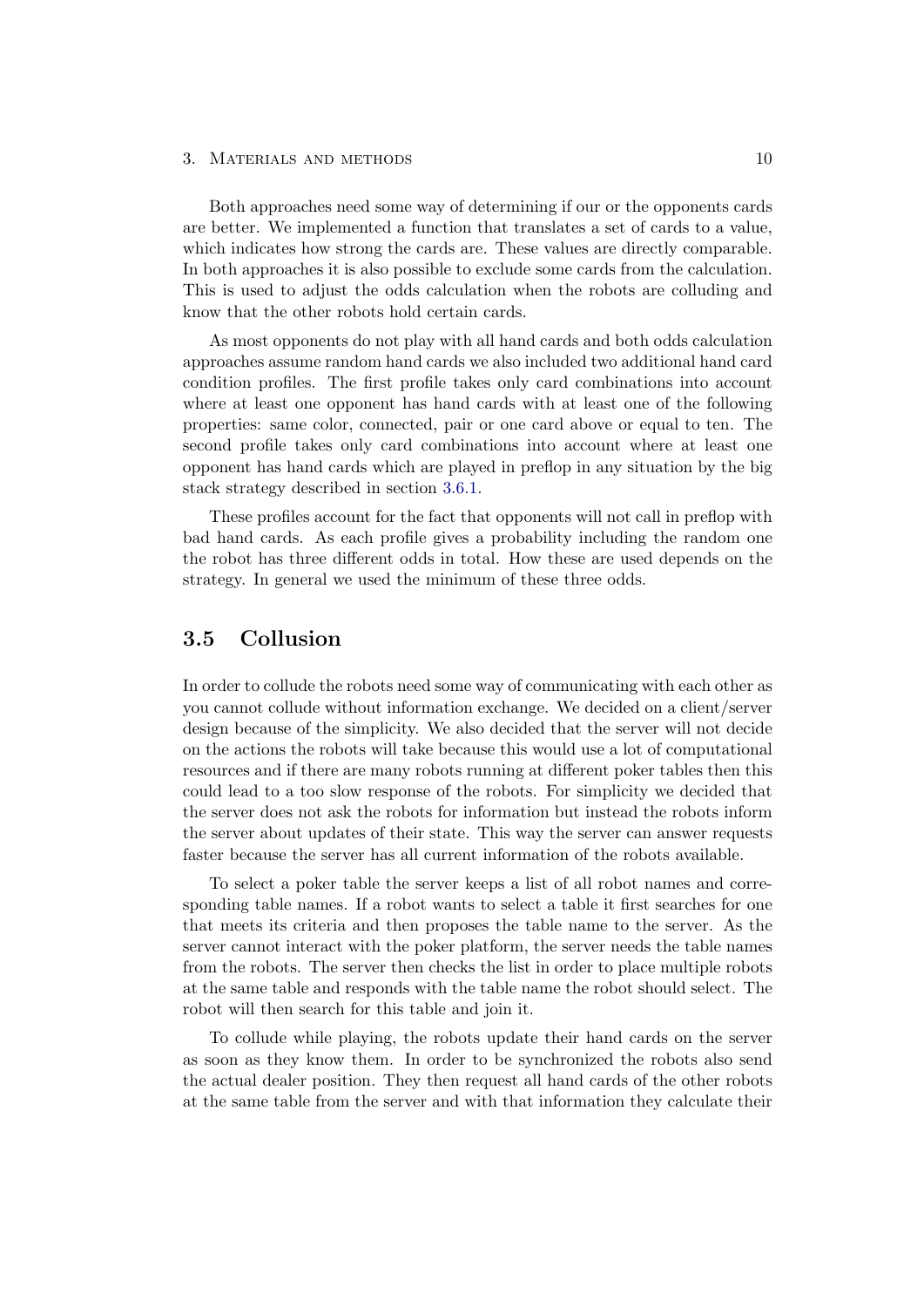Both approaches need some way of determining if our or the opponents cards are better. We implemented a function that translates a set of cards to a value, which indicates how strong the cards are. These values are directly comparable. In both approaches it is also possible to exclude some cards from the calculation. This is used to adjust the odds calculation when the robots are colluding and know that the other robots hold certain cards.

As most opponents do not play with all hand cards and both odds calculation approaches assume random hand cards we also included two additional hand card condition profiles. The first profile takes only card combinations into account where at least one opponent has hand cards with at least one of the following properties: same color, connected, pair or one card above or equal to ten. The second profile takes only card combinations into account where at least one opponent has hand cards which are played in preflop in any situation by the big stack strategy described in section 3.6.1.

These profiles account for the fact that opponents will not call in preflop with bad hand cards. As each profile gives a probability including the random one the robot has three different odds in total. How these are used depends on the strategy. In general we used the minimum of these three odds.

## 3.5 Collusion

In order to collude the robots need some way of communicating with each other as you cannot collude without information exchange. We decided on a client/server design because of the simplicity. We also decided that the server will not decide on the actions the robots will take because this would use a lot of computational resources and if there are many robots running at different poker tables then this could lead to a too slow response of the robots. For simplicity we decided that the server does not ask the robots for information but instead the robots inform the server about updates of their state. This way the server can answer requests faster because the server has all current information of the robots available.

To select a poker table the server keeps a list of all robot names and corresponding table names. If a robot wants to select a table it first searches for one that meets its criteria and then proposes the table name to the server. As the server cannot interact with the poker platform, the server needs the table names from the robots. The server then checks the list in order to place multiple robots at the same table and responds with the table name the robot should select. The robot will then search for this table and join it.

To collude while playing, the robots update their hand cards on the server as soon as they know them. In order to be synchronized the robots also send the actual dealer position. They then request all hand cards of the other robots at the same table from the server and with that information they calculate their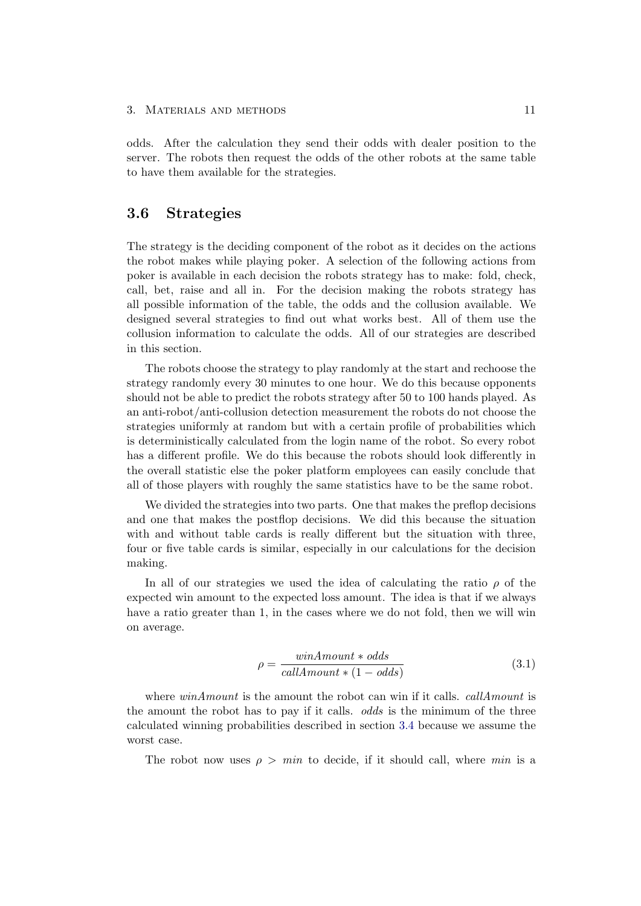odds. After the calculation they send their odds with dealer position to the server. The robots then request the odds of the other robots at the same table to have them available for the strategies.

## 3.6 Strategies

The strategy is the deciding component of the robot as it decides on the actions the robot makes while playing poker. A selection of the following actions from poker is available in each decision the robots strategy has to make: fold, check, call, bet, raise and all in. For the decision making the robots strategy has all possible information of the table, the odds and the collusion available. We designed several strategies to find out what works best. All of them use the collusion information to calculate the odds. All of our strategies are described in this section.

The robots choose the strategy to play randomly at the start and rechoose the strategy randomly every 30 minutes to one hour. We do this because opponents should not be able to predict the robots strategy after 50 to 100 hands played. As an anti-robot/anti-collusion detection measurement the robots do not choose the strategies uniformly at random but with a certain profile of probabilities which is deterministically calculated from the login name of the robot. So every robot has a different profile. We do this because the robots should look differently in the overall statistic else the poker platform employees can easily conclude that all of those players with roughly the same statistics have to be the same robot.

We divided the strategies into two parts. One that makes the preflop decisions and one that makes the postflop decisions. We did this because the situation with and without table cards is really different but the situation with three, four or five table cards is similar, especially in our calculations for the decision making.

In all of our strategies we used the idea of calculating the ratio $\rho$ of the expected win amount to the expected loss amount. The idea is that if we always have a ratio greater than 1, in the cases where we do not fold, then we will win on average.

$$\rho = \frac{winAmount * odds}{callAmount * (1 - odds)} \tag{3.1}$$

where *winAmount* is the amount the robot can win if it calls. *callAmount* is the amount the robot has to pay if it calls. *odds* is the minimum of the three calculated winning probabilities described in section 3.4 because we assume the worst case.

The robot now uses $\rho > min$ to decide, if it should call, where $min$ is a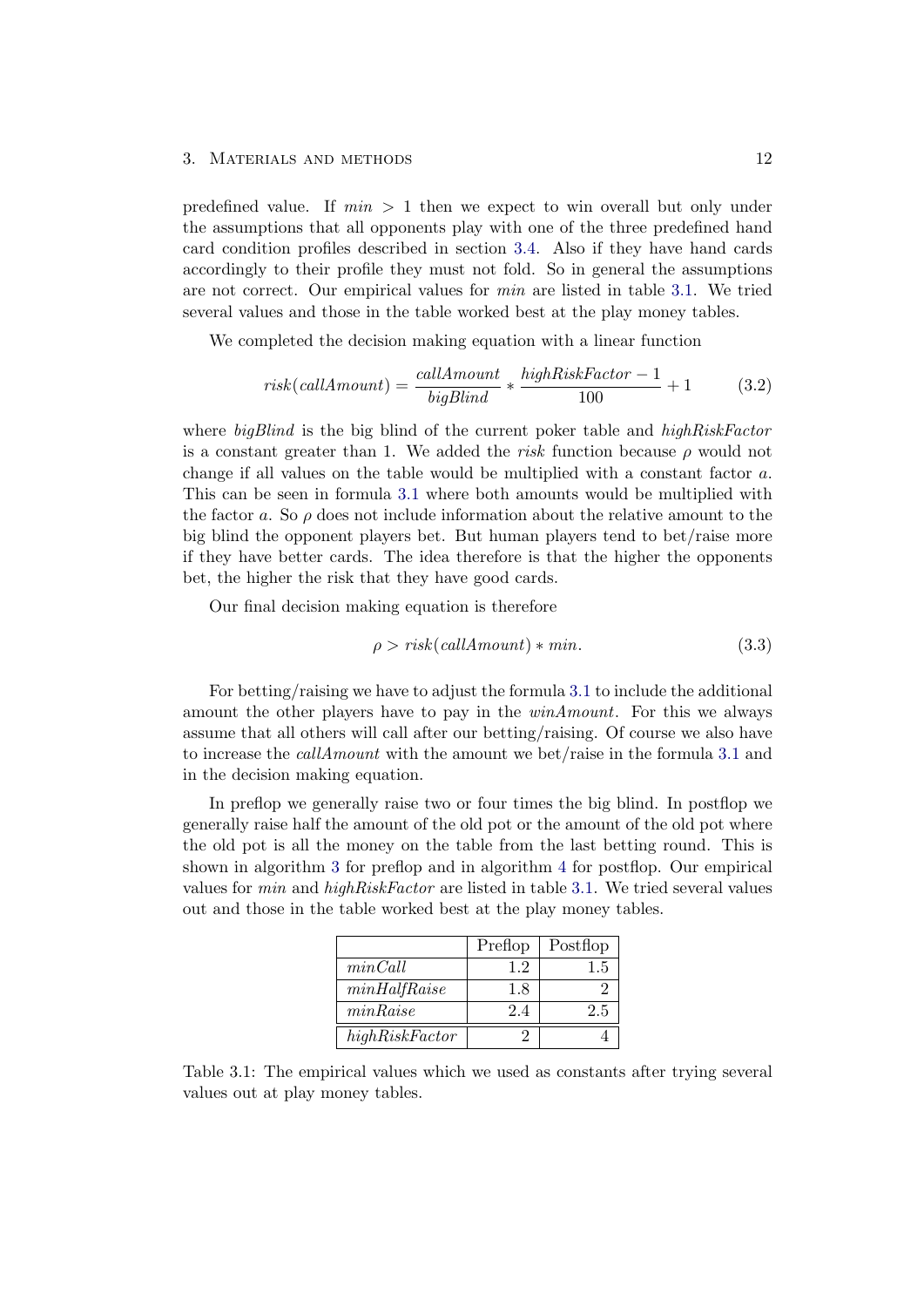predefined value. If $min > 1$ then we expect to win overall but only under the assumptions that all opponents play with one of the three predefined hand card condition profiles described in section 3.4. Also if they have hand cards accordingly to their profile they must not fold. So in general the assumptions are not correct. Our empirical values for *min* are listed in table 3.1. We tried several values and those in the table worked best at the play money tables.

We completed the decision making equation with a linear function

$$risk(callAmount) = \frac{callAmount}{bigBlind} * \frac{highRiskFactor - 1}{100} + 1 \tag{3.2}$$

where *bigBlind* is the big blind of the current poker table and *highRiskFactor* is a constant greater than 1. We added the *risk* function because $\rho$ would not change if all values on the table would be multiplied with a constant factor $a$. This can be seen in formula 3.1 where both amounts would be multiplied with the factor $a$. So $\rho$ does not include information about the relative amount to the big blind the opponent players bet. But human players tend to bet/raise more if they have better cards. The idea therefore is that the higher the opponents bet, the higher the risk that they have good cards.

Our final decision making equation is therefore

$$\rho > risk(callAmount) * min. \tag{3.3}$$

For betting/raising we have to adjust the formula 3.1 to include the additional amount the other players have to pay in the *winAmount*. For this we always assume that all others will call after our betting/raising. Of course we also have to increase the *callAmount* with the amount we bet/raise in the formula 3.1 and in the decision making equation.

In preflop we generally raise two or four times the big blind. In postflop we generally raise half the amount of the old pot or the amount of the old pot where the old pot is all the money on the table from the last betting round. This is shown in algorithm 3 for preflop and in algorithm 4 for postflop. Our empirical values for *min* and *highRiskFactor* are listed in table 3.1. We tried several values out and those in the table worked best at the play money tables.

| | Preflop | Postflop |
|---|---|---|
| *minCall* | 1.2 | 1.5 |
| *minHalfRaise* | 1.8 | 2 |
| *minRaise* | 2.4 | 2.5 |
| *highRiskFactor* | 2 | 4 |

Table 3.1: The empirical values which we used as constants after trying several values out at play money tables.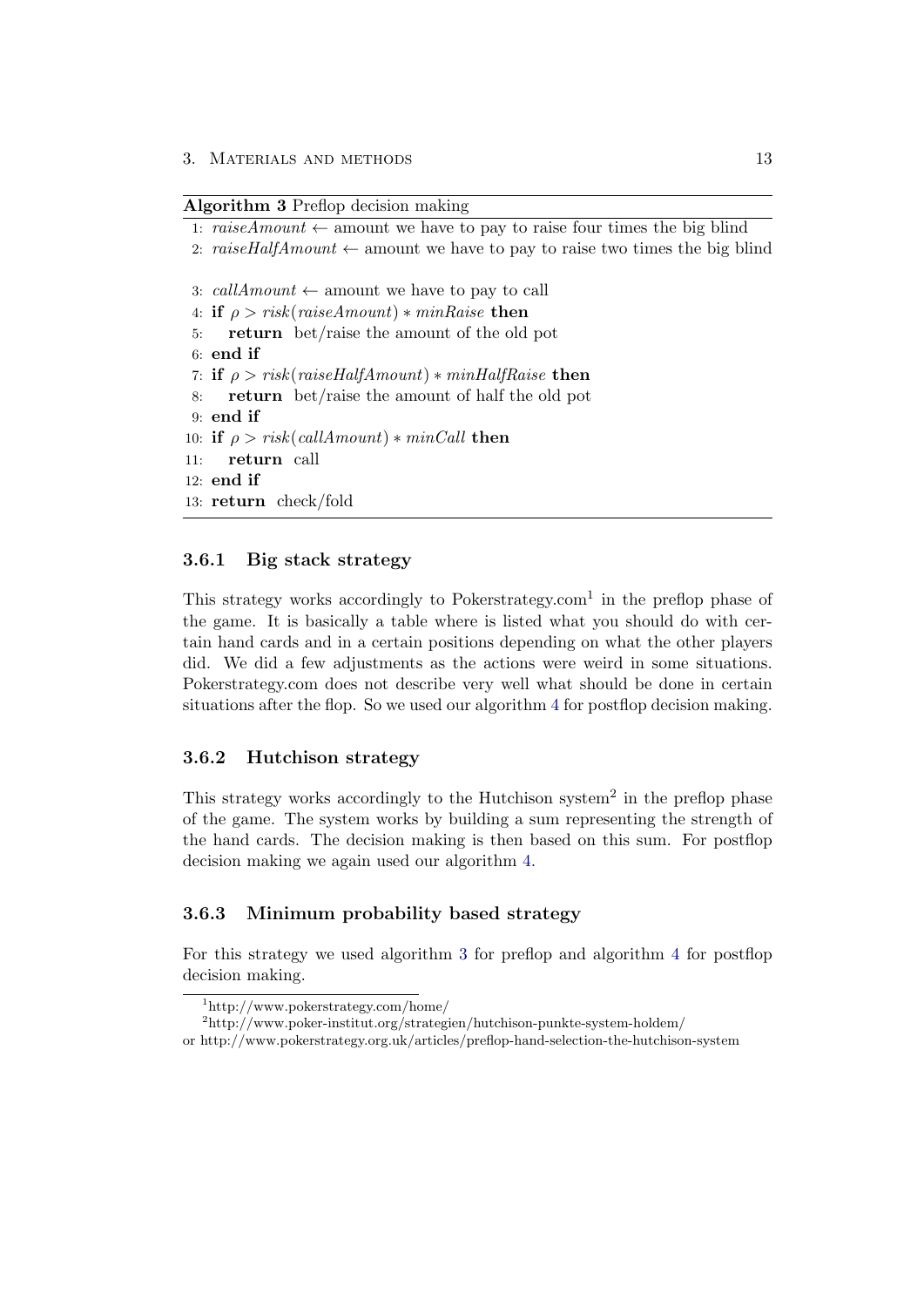**Algorithm 3** Preflop decision making

```
1: raiseAmount ← amount we have to pay to raise four times the big blind
2: raiseHalfAmount ← amount we have to pay to raise two times the big blind

3: callAmount ← amount we have to pay to call
4: if ρ > risk(raiseAmount) * minRaise then
5:     return bet/raise the amount of the old pot
6: end if
7: if ρ > risk(raiseHalfAmount) * minHalfRaise then
8:     return bet/raise the amount of half the old pot
9: end if
10: if ρ > risk(callAmount) * minCall then
11:     return call
12: end if
13: return check/fold
```

### 3.6.1 Big stack strategy

This strategy works accordingly to Pokerstrategy.com[1] in the preflop phase of the game. It is basically a table where is listed what you should do with certain hand cards and in a certain positions depending on what the other players did. We did a few adjustments as the actions were weird in some situations. Pokerstrategy.com does not describe very well what should be done in certain situations after the flop. So we used our algorithm 4 for postflop decision making.

### 3.6.2 Hutchison strategy

This strategy works accordingly to the Hutchison system[2] in the preflop phase of the game. The system works by building a sum representing the strength of the hand cards. The decision making is then based on this sum. For postflop decision making we again used our algorithm 4.

### 3.6.3 Minimum probability based strategy

For this strategy we used algorithm 3 for preflop and algorithm 4 for postflop decision making.

---

[1] http://www.pokerstrategy.com/home/

[2] http://www.poker-institut.org/strategien/hutchison-punkte-system-holdem/
or http://www.pokerstrategy.org.uk/articles/preflop-hand-selection-the-hutchison-system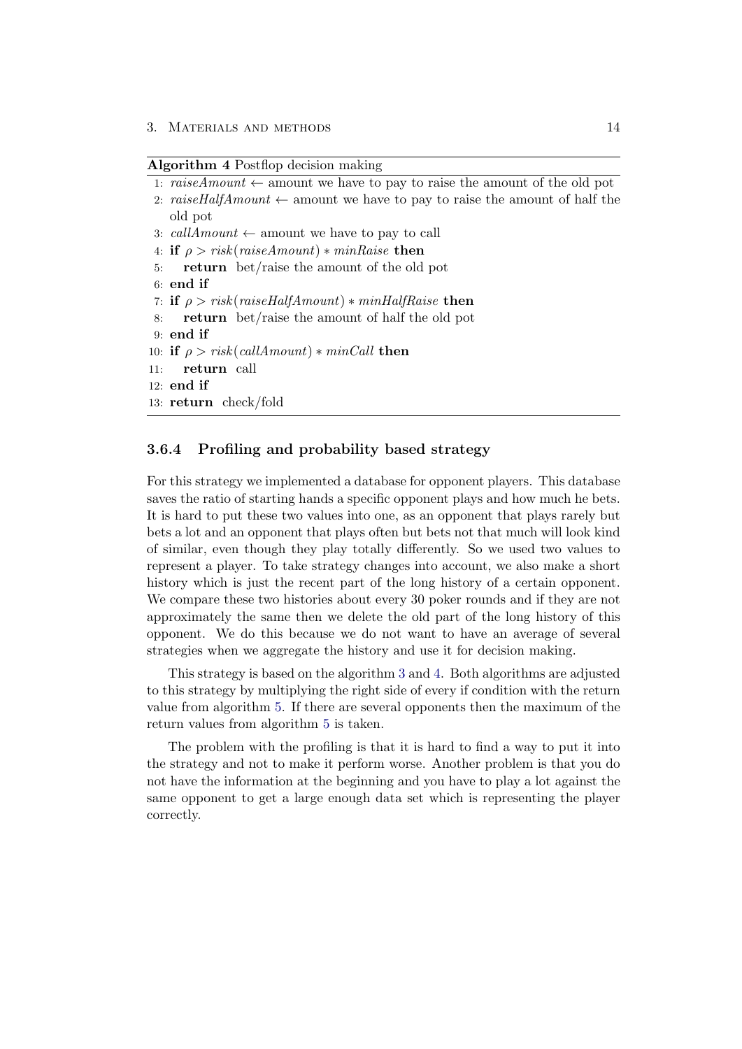**Algorithm 4** Postflop decision making

```
1: raiseAmount ← amount we have to pay to raise the amount of the old pot
2: raiseHalfAmount ← amount we have to pay to raise the amount of half the
   old pot
3: callAmount ← amount we have to pay to call
4: if ρ > risk(raiseAmount) * minRaise then
5:    return bet/raise the amount of the old pot
6: end if
7: if ρ > risk(raiseHalfAmount) * minHalfRaise then
8:    return bet/raise the amount of half the old pot
9: end if
10: if ρ > risk(callAmount) * minCall then
11:    return call
12: end if
13: return check/fold
```

### 3.6.4 Profiling and probability based strategy

For this strategy we implemented a database for opponent players. This database saves the ratio of starting hands a specific opponent plays and how much he bets. It is hard to put these two values into one, as an opponent that plays rarely but bets a lot and an opponent that plays often but bets not that much will look kind of similar, even though they play totally differently. So we used two values to represent a player. To take strategy changes into account, we also make a short history which is just the recent part of the long history of a certain opponent. We compare these two histories about every 30 poker rounds and if they are not approximately the same then we delete the old part of the long history of this opponent. We do this because we do not want to have an average of several strategies when we aggregate the history and use it for decision making.

This strategy is based on the algorithm 3 and 4. Both algorithms are adjusted to this strategy by multiplying the right side of every if condition with the return value from algorithm 5. If there are several opponents then the maximum of the return values from algorithm 5 is taken.

The problem with the profiling is that it is hard to find a way to put it into the strategy and not to make it perform worse. Another problem is that you do not have the information at the beginning and you have to play a lot against the same opponent to get a large enough data set which is representing the player correctly.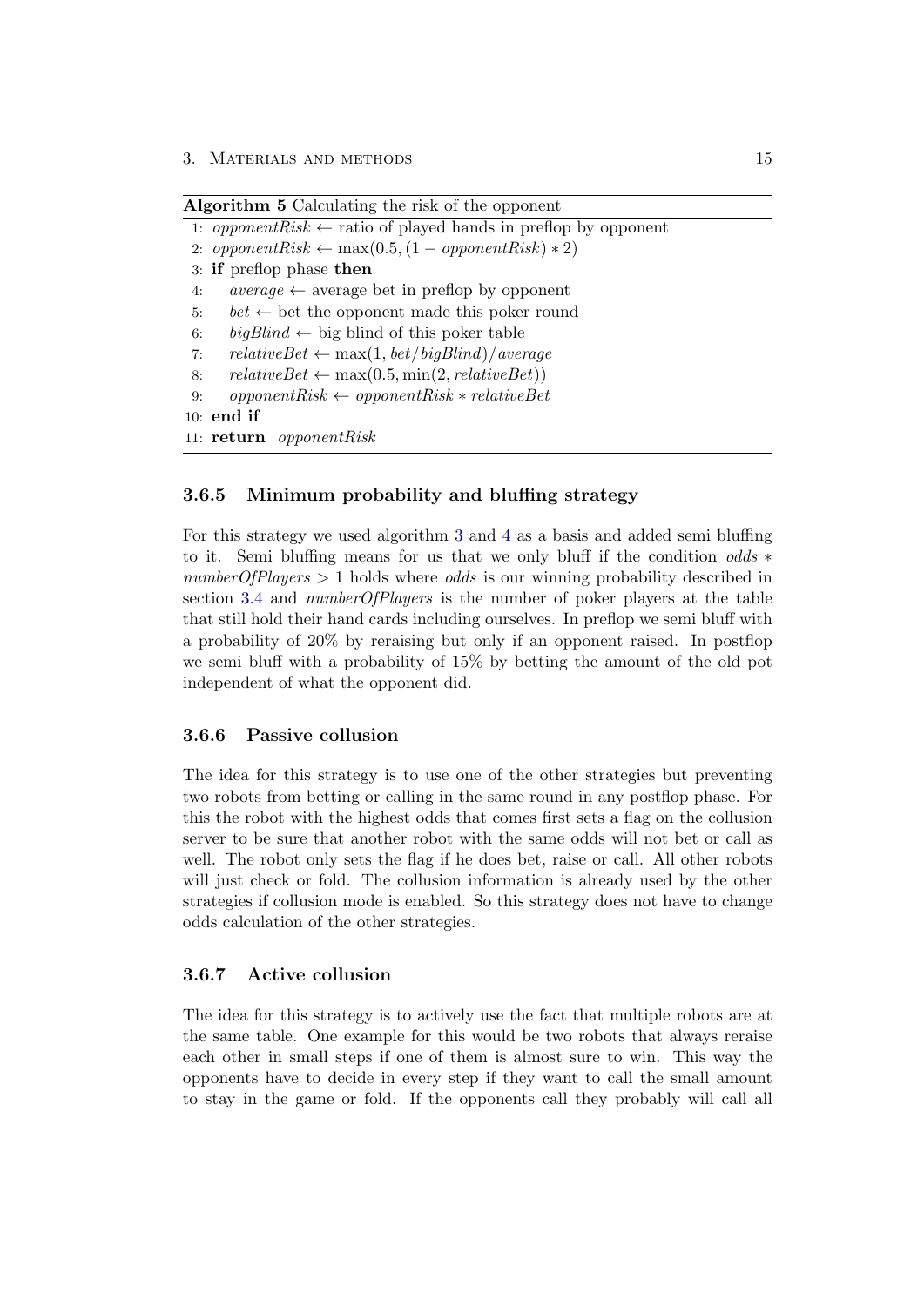**Algorithm 5** Calculating the risk of the opponent

```
1:  opponentRisk ← ratio of played hands in preflop by opponent
2:  opponentRisk ← max(0.5, (1 − opponentRisk) * 2)
3:  if preflop phase then
4:      average ← average bet in preflop by opponent
5:      bet ← bet the opponent made this poker round
6:      bigBlind ← big blind of this poker table
7:      relativeBet ← max(1, bet/bigBlind)/average
8:      relativeBet ← max(0.5, min(2, relativeBet))
9:      opponentRisk ← opponentRisk * relativeBet
10: end if
11: return opponentRisk
```

### 3.6.5 Minimum probability and bluffing strategy

For this strategy we used algorithm 3 and 4 as a basis and added semi bluffing to it. Semi bluffing means for us that we only bluff if the condition $odds * numberOfPlayers > 1$ holds where *odds* is our winning probability described in section 3.4 and *numberOfPlayers* is the number of poker players at the table that still hold their hand cards including ourselves. In preflop we semi bluff with a probability of 20% by reraising but only if an opponent raised. In postflop we semi bluff with a probability of 15% by betting the amount of the old pot independent of what the opponent did.

### 3.6.6 Passive collusion

The idea for this strategy is to use one of the other strategies but preventing two robots from betting or calling in the same round in any postflop phase. For this the robot with the highest odds that comes first sets a flag on the collusion server to be sure that another robot with the same odds will not bet or call as well. The robot only sets the flag if he does bet, raise or call. All other robots will just check or fold. The collusion information is already used by the other strategies if collusion mode is enabled. So this strategy does not have to change odds calculation of the other strategies.

### 3.6.7 Active collusion

The idea for this strategy is to actively use the fact that multiple robots are at the same table. One example for this would be two robots that always reraise each other in small steps if one of them is almost sure to win. This way the opponents have to decide in every step if they want to call the small amount to stay in the game or fold. If the opponents call they probably will call all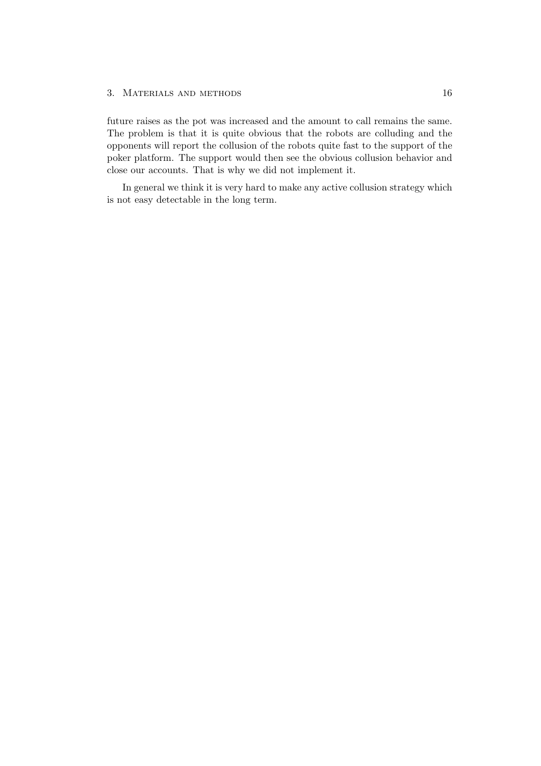future raises as the pot was increased and the amount to call remains the same. The problem is that it is quite obvious that the robots are colluding and the opponents will report the collusion of the robots quite fast to the support of the poker platform. The support would then see the obvious collusion behavior and close our accounts. That is why we did not implement it.

In general we think it is very hard to make any active collusion strategy which is not easy detectable in the long term.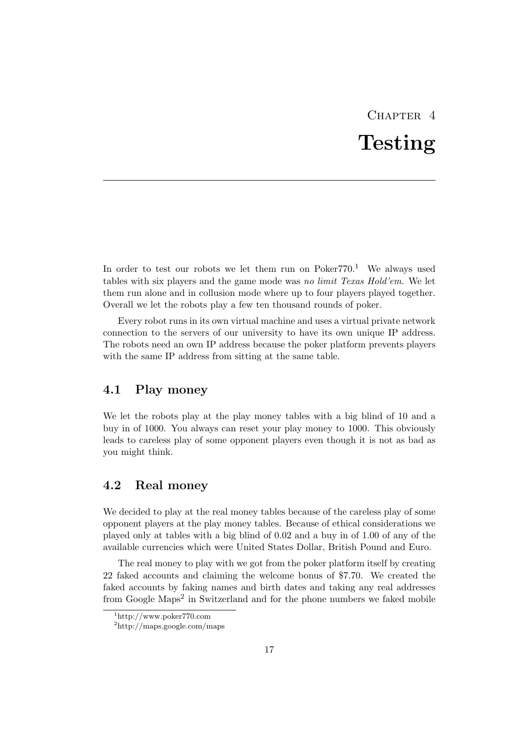# Chapter 4
# Testing

In order to test our robots we let them run on Poker770.[1] We always used tables with six players and the game mode was *no limit Texas Hold'em*. We let them run alone and in collusion mode where up to four players played together. Overall we let the robots play a few ten thousand rounds of poker.

Every robot runs in its own virtual machine and uses a virtual private network connection to the servers of our university to have its own unique IP address. The robots need an own IP address because the poker platform prevents players with the same IP address from sitting at the same table.

## 4.1 Play money

We let the robots play at the play money tables with a big blind of 10 and a buy in of 1000. You always can reset your play money to 1000. This obviously leads to careless play of some opponent players even though it is not as bad as you might think.

## 4.2 Real money

We decided to play at the real money tables because of the careless play of some opponent players at the play money tables. Because of ethical considerations we played only at tables with a big blind of 0.02 and a buy in of 1.00 of any of the available currencies which were United States Dollar, British Pound and Euro.

The real money to play with we got from the poker platform itself by creating 22 faked accounts and claiming the welcome bonus of $7.70. We created the faked accounts by faking names and birth dates and taking any real addresses from Google Maps[2] in Switzerland and for the phone numbers we faked mobile

[1] http://www.poker770.com

[2] http://maps.google.com/maps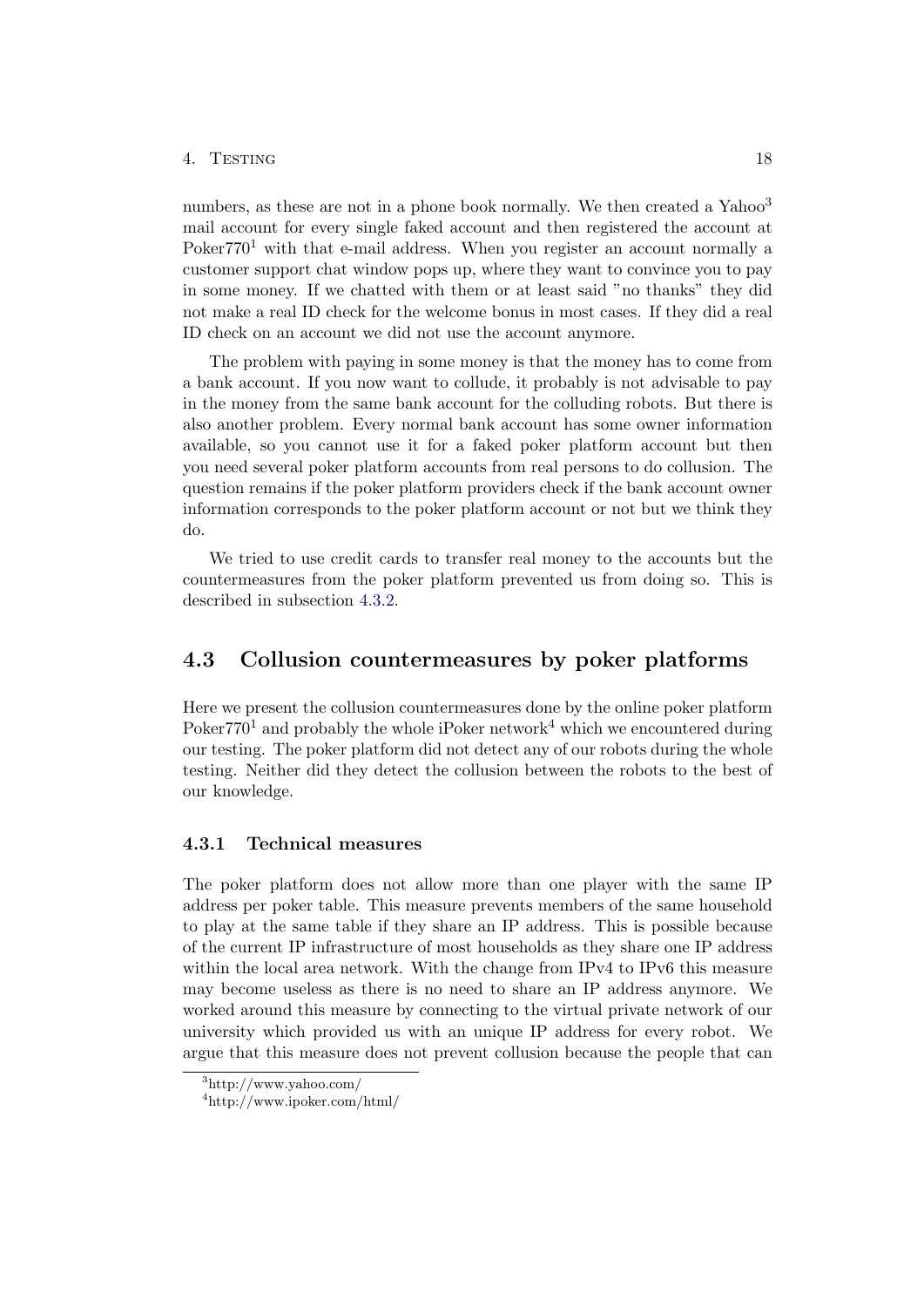numbers, as these are not in a phone book normally. We then created a Yahoo[3] mail account for every single faked account and then registered the account at Poker770[1] with that e-mail address. When you register an account normally a customer support chat window pops up, where they want to convince you to pay in some money. If we chatted with them or at least said "no thanks" they did not make a real ID check for the welcome bonus in most cases. If they did a real ID check on an account we did not use the account anymore.

The problem with paying in some money is that the money has to come from a bank account. If you now want to collude, it probably is not advisable to pay in the money from the same bank account for the colluding robots. But there is also another problem. Every normal bank account has some owner information available, so you cannot use it for a faked poker platform account but then you need several poker platform accounts from real persons to do collusion. The question remains if the poker platform providers check if the bank account owner information corresponds to the poker platform account or not but we think they do.

We tried to use credit cards to transfer real money to the accounts but the countermeasures from the poker platform prevented us from doing so. This is described in subsection 4.3.2.

## 4.3 Collusion countermeasures by poker platforms

Here we present the collusion countermeasures done by the online poker platform Poker770[1] and probably the whole iPoker network[4] which we encountered during our testing. The poker platform did not detect any of our robots during the whole testing. Neither did they detect the collusion between the robots to the best of our knowledge.

### 4.3.1 Technical measures

The poker platform does not allow more than one player with the same IP address per poker table. This measure prevents members of the same household to play at the same table if they share an IP address. This is possible because of the current IP infrastructure of most households as they share one IP address within the local area network. With the change from IPv4 to IPv6 this measure may become useless as there is no need to share an IP address anymore. We worked around this measure by connecting to the virtual private network of our university which provided us with an unique IP address for every robot. We argue that this measure does not prevent collusion because the people that can

[3] http://www.yahoo.com/

[4] http://www.ipoker.com/html/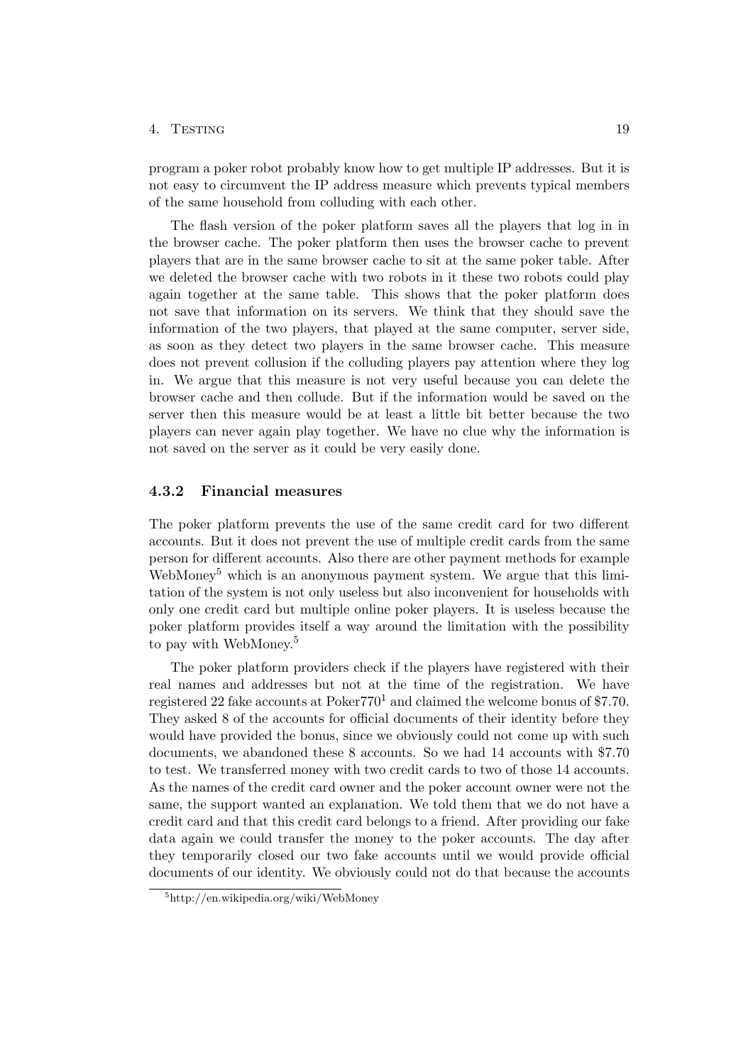program a poker robot probably know how to get multiple IP addresses. But it is not easy to circumvent the IP address measure which prevents typical members of the same household from colluding with each other.

The flash version of the poker platform saves all the players that log in in the browser cache. The poker platform then uses the browser cache to prevent players that are in the same browser cache to sit at the same poker table. After we deleted the browser cache with two robots in it these two robots could play again together at the same table. This shows that the poker platform does not save that information on its servers. We think that they should save the information of the two players, that played at the same computer, server side, as soon as they detect two players in the same browser cache. This measure does not prevent collusion if the colluding players pay attention where they log in. We argue that this measure is not very useful because you can delete the browser cache and then collude. But if the information would be saved on the server then this measure would be at least a little bit better because the two players can never again play together. We have no clue why the information is not saved on the server as it could be very easily done.

### 4.3.2 Financial measures

The poker platform prevents the use of the same credit card for two different accounts. But it does not prevent the use of multiple credit cards from the same person for different accounts. Also there are other payment methods for example WebMoney[5] which is an anonymous payment system. We argue that this limitation of the system is not only useless but also inconvenient for households with only one credit card but multiple online poker players. It is useless because the poker platform provides itself a way around the limitation with the possibility to pay with WebMoney.[5]

The poker platform providers check if the players have registered with their real names and addresses but not at the time of the registration. We have registered 22 fake accounts at Poker770[1] and claimed the welcome bonus of $7.70. They asked 8 of the accounts for official documents of their identity before they would have provided the bonus, since we obviously could not come up with such documents, we abandoned these 8 accounts. So we had 14 accounts with $7.70 to test. We transferred money with two credit cards to two of those 14 accounts. As the names of the credit card owner and the poker account owner were not the same, the support wanted an explanation. We told them that we do not have a credit card and that this credit card belongs to a friend. After providing our fake data again we could transfer the money to the poker accounts. The day after they temporarily closed our two fake accounts until we would provide official documents of our identity. We obviously could not do that because the accounts

[5] http://en.wikipedia.org/wiki/WebMoney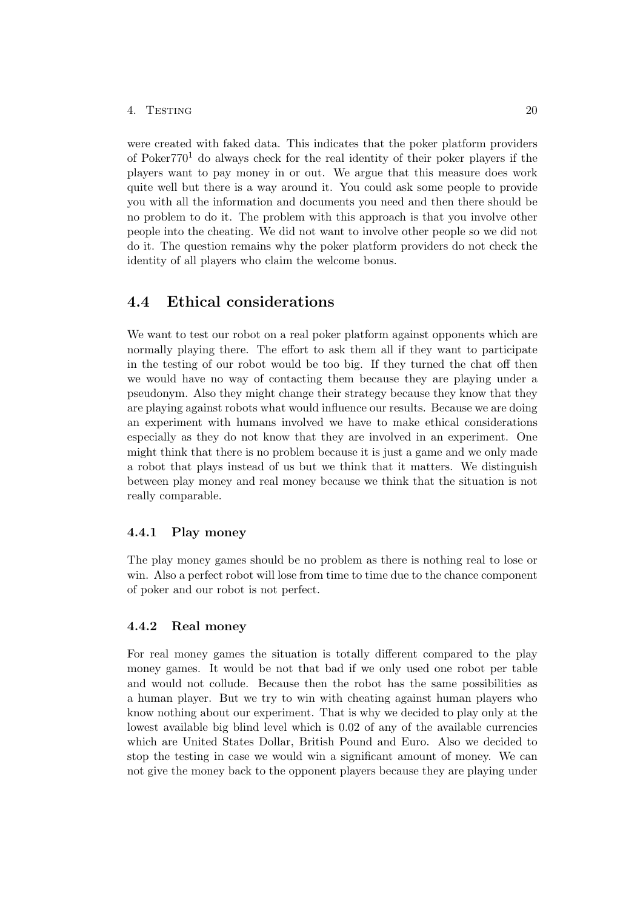were created with faked data. This indicates that the poker platform providers of Poker770[1] do always check for the real identity of their poker players if the players want to pay money in or out. We argue that this measure does work quite well but there is a way around it. You could ask some people to provide you with all the information and documents you need and then there should be no problem to do it. The problem with this approach is that you involve other people into the cheating. We did not want to involve other people so we did not do it. The question remains why the poker platform providers do not check the identity of all players who claim the welcome bonus.

## 4.4 Ethical considerations

We want to test our robot on a real poker platform against opponents which are normally playing there. The effort to ask them all if they want to participate in the testing of our robot would be too big. If they turned the chat off then we would have no way of contacting them because they are playing under a pseudonym. Also they might change their strategy because they know that they are playing against robots what would influence our results. Because we are doing an experiment with humans involved we have to make ethical considerations especially as they do not know that they are involved in an experiment. One might think that there is no problem because it is just a game and we only made a robot that plays instead of us but we think that it matters. We distinguish between play money and real money because we think that the situation is not really comparable.

### 4.4.1 Play money

The play money games should be no problem as there is nothing real to lose or win. Also a perfect robot will lose from time to time due to the chance component of poker and our robot is not perfect.

### 4.4.2 Real money

For real money games the situation is totally different compared to the play money games. It would be not that bad if we only used one robot per table and would not collude. Because then the robot has the same possibilities as a human player. But we try to win with cheating against human players who know nothing about our experiment. That is why we decided to play only at the lowest available big blind level which is 0.02 of any of the available currencies which are United States Dollar, British Pound and Euro. Also we decided to stop the testing in case we would win a significant amount of money. We can not give the money back to the opponent players because they are playing under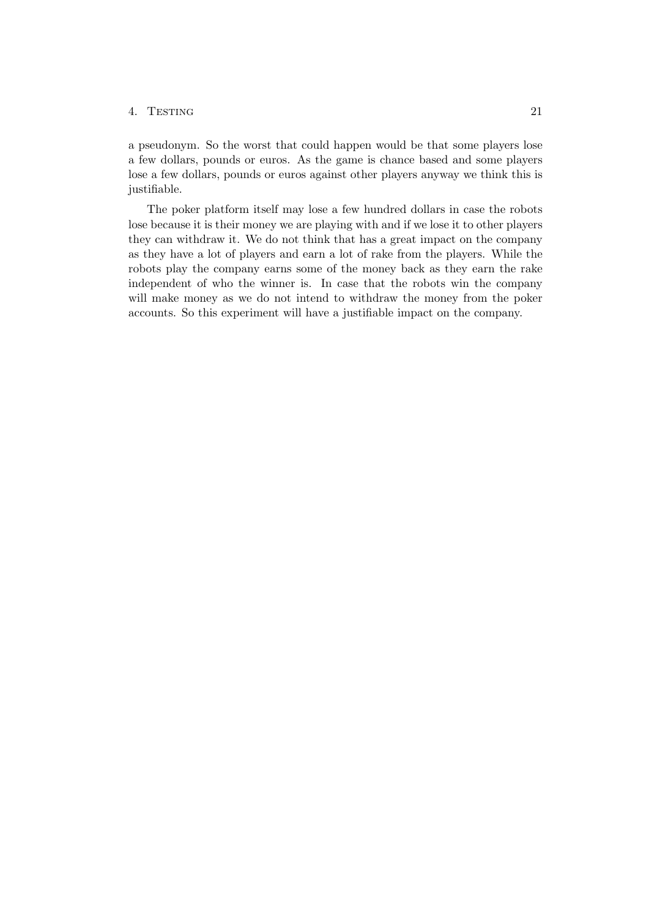a pseudonym. So the worst that could happen would be that some players lose a few dollars, pounds or euros. As the game is chance based and some players lose a few dollars, pounds or euros against other players anyway we think this is justifiable.

The poker platform itself may lose a few hundred dollars in case the robots lose because it is their money we are playing with and if we lose it to other players they can withdraw it. We do not think that has a great impact on the company as they have a lot of players and earn a lot of rake from the players. While the robots play the company earns some of the money back as they earn the rake independent of who the winner is. In case that the robots win the company will make money as we do not intend to withdraw the money from the poker accounts. So this experiment will have a justifiable impact on the company.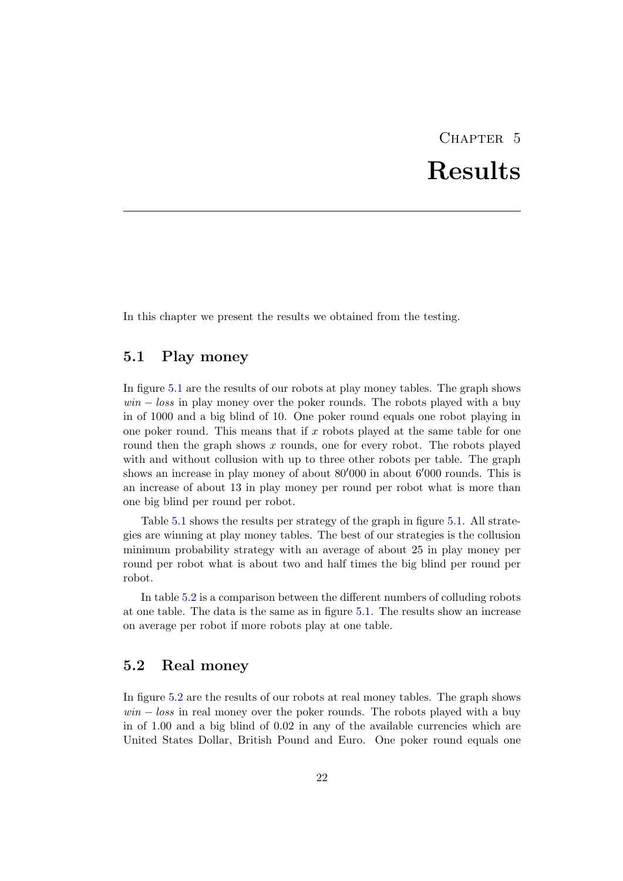# Chapter 5

# Results

In this chapter we present the results we obtained from the testing.

## 5.1 Play money

In figure 5.1 are the results of our robots at play money tables. The graph shows $win - loss$ in play money over the poker rounds. The robots played with a buy in of 1000 and a big blind of 10. One poker round equals one robot playing in one poker round. This means that if $x$ robots played at the same table for one round then the graph shows $x$ rounds, one for every robot. The robots played with and without collusion with up to three other robots per table. The graph shows an increase in play money of about $80'000$ in about $6'000$ rounds. This is an increase of about 13 in play money per round per robot what is more than one big blind per round per robot.

Table 5.1 shows the results per strategy of the graph in figure 5.1. All strategies are winning at play money tables. The best of our strategies is the collusion minimum probability strategy with an average of about 25 in play money per round per robot what is about two and half times the big blind per round per robot.

In table 5.2 is a comparison between the different numbers of colluding robots at one table. The data is the same as in figure 5.1. The results show an increase on average per robot if more robots play at one table.

## 5.2 Real money

In figure 5.2 are the results of our robots at real money tables. The graph shows $win - loss$ in real money over the poker rounds. The robots played with a buy in of 1.00 and a big blind of 0.02 in any of the available currencies which are United States Dollar, British Pound and Euro. One poker round equals one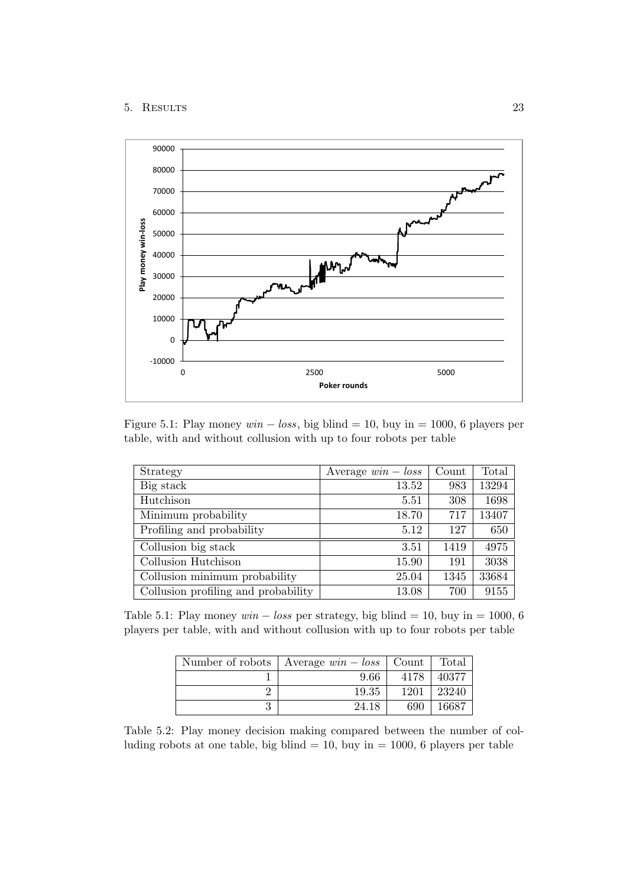Figure 5.1: Play money $win - loss$, big blind = 10, buy in = 1000, 6 players per table, with and without collusion with up to four robots per table

| Strategy | Average $win - loss$ | Count | Total |
| --- | --- | --- | --- |
| Big stack | 13.52 | 983 | 13294 |
| Hutchison | 5.51 | 308 | 1698 |
| Minimum probability | 18.70 | 717 | 13407 |
| Profiling and probability | 5.12 | 127 | 650 |
| Collusion big stack | 3.51 | 1419 | 4975 |
| Collusion Hutchison | 15.90 | 191 | 3038 |
| Collusion minimum probability | 25.04 | 1345 | 33684 |
| Collusion profiling and probability | 13.08 | 700 | 9155 |

Table 5.1: Play money $win - loss$ per strategy, big blind = 10, buy in = 1000, 6 players per table, with and without collusion with up to four robots per table

| Number of robots | Average $win - loss$ | Count | Total |
| --- | --- | --- | --- |
| 1 | 9.66 | 4178 | 40377 |
| 2 | 19.35 | 1201 | 23240 |
| 3 | 24.18 | 690 | 16687 |

Table 5.2: Play money decision making compared between the number of colluding robots at one table, big blind = 10, buy in = 1000, 6 players per table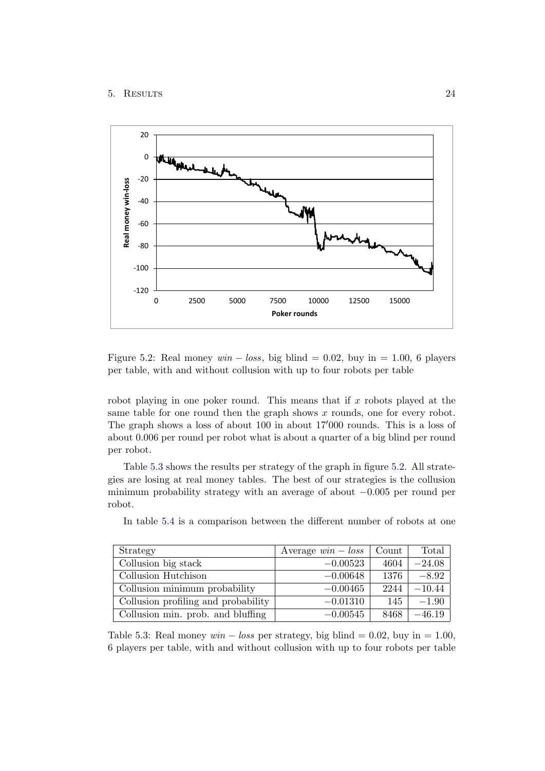Figure 5.2: Real money $win - loss$, big blind = 0.02, buy in = 1.00, 6 players per table, with and without collusion with up to four robots per table

robot playing in one poker round. This means that if $x$ robots played at the same table for one round then the graph shows $x$ rounds, one for every robot. The graph shows a loss of about 100 in about 17'000 rounds. This is a loss of about 0.006 per round per robot what is about a quarter of a big blind per round per robot.

Table 5.3 shows the results per strategy of the graph in figure 5.2. All strategies are losing at real money tables. The best of our strategies is the collusion minimum probability strategy with an average of about −0.005 per round per robot.

In table 5.4 is a comparison between the different number of robots at one

| Strategy | Average $win - loss$ | Count | Total |
|---|---|---|---|
| Collusion big stack | −0.00523 | 4604 | −24.08 |
| Collusion Hutchison | −0.00648 | 1376 | −8.92 |
| Collusion minimum probability | −0.00465 | 2244 | −10.44 |
| Collusion profiling and probability | −0.01310 | 145 | −1.90 |
| Collusion min. prob. and bluffing | −0.00545 | 8468 | −46.19 |

Table 5.3: Real money $win - loss$ per strategy, big blind = 0.02, buy in = 1.00, 6 players per table, with and without collusion with up to four robots per table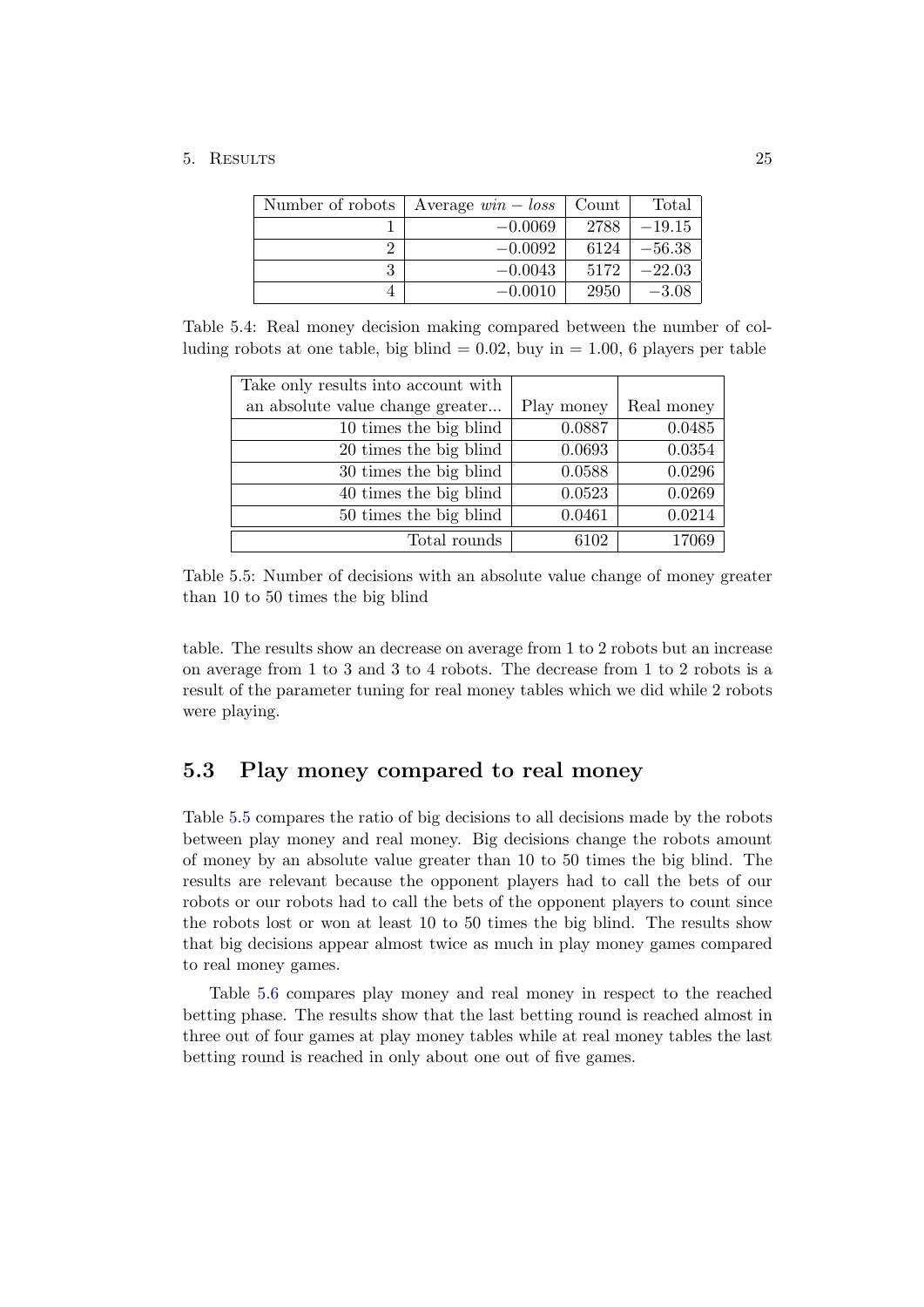| Number of robots | Average $win - loss$ | Count | Total |
|---|---|---|---|
| 1 | $-0.0069$ | 2788 | $-19.15$ |
| 2 | $-0.0092$ | 6124 | $-56.38$ |
| 3 | $-0.0043$ | 5172 | $-22.03$ |
| 4 | $-0.0010$ | 2950 | $-3.08$ |

Table 5.4: Real money decision making compared between the number of colluding robots at one table, big blind = 0.02, buy in = 1.00, 6 players per table

| Take only results into account with an absolute value change greater... | Play money | Real money |
|---|---|---|
| 10 times the big blind | 0.0887 | 0.0485 |
| 20 times the big blind | 0.0693 | 0.0354 |
| 30 times the big blind | 0.0588 | 0.0296 |
| 40 times the big blind | 0.0523 | 0.0269 |
| 50 times the big blind | 0.0461 | 0.0214 |
| Total rounds | 6102 | 17069 |

Table 5.5: Number of decisions with an absolute value change of money greater than 10 to 50 times the big blind

table. The results show an decrease on average from 1 to 2 robots but an increase on average from 1 to 3 and 3 to 4 robots. The decrease from 1 to 2 robots is a result of the parameter tuning for real money tables which we did while 2 robots were playing.

## 5.3 Play money compared to real money

Table 5.5 compares the ratio of big decisions to all decisions made by the robots between play money and real money. Big decisions change the robots amount of money by an absolute value greater than 10 to 50 times the big blind. The results are relevant because the opponent players had to call the bets of our robots or our robots had to call the bets of the opponent players to count since the robots lost or won at least 10 to 50 times the big blind. The results show that big decisions appear almost twice as much in play money games compared to real money games.

Table 5.6 compares play money and real money in respect to the reached betting phase. The results show that the last betting round is reached almost in three out of four games at play money tables while at real money tables the last betting round is reached in only about one out of five games.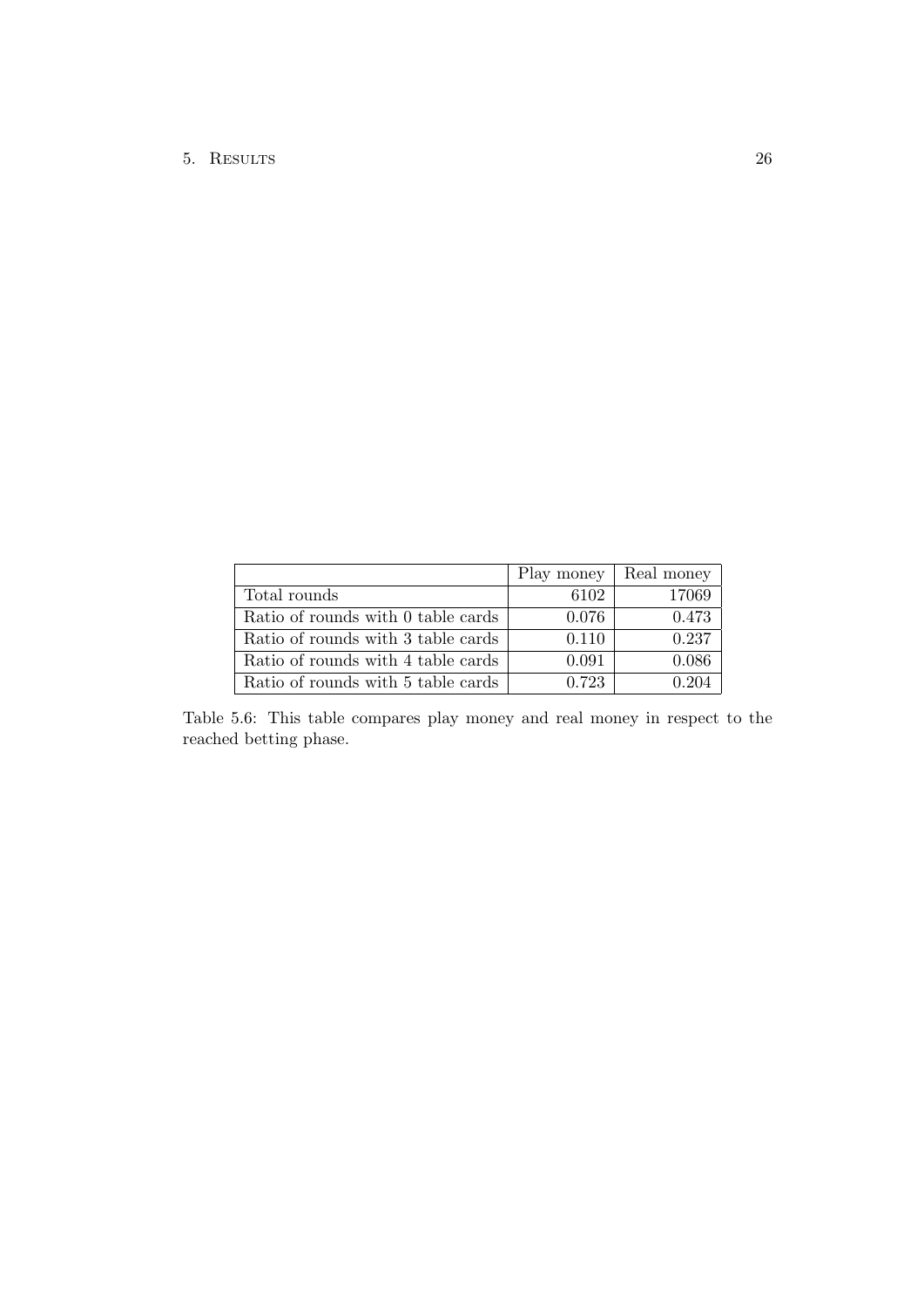|  | Play money | Real money |
|---|---|---|
| Total rounds | 6102 | 17069 |
| Ratio of rounds with 0 table cards | 0.076 | 0.473 |
| Ratio of rounds with 3 table cards | 0.110 | 0.237 |
| Ratio of rounds with 4 table cards | 0.091 | 0.086 |
| Ratio of rounds with 5 table cards | 0.723 | 0.204 |

Table 5.6: This table compares play money and real money in respect to the reached betting phase.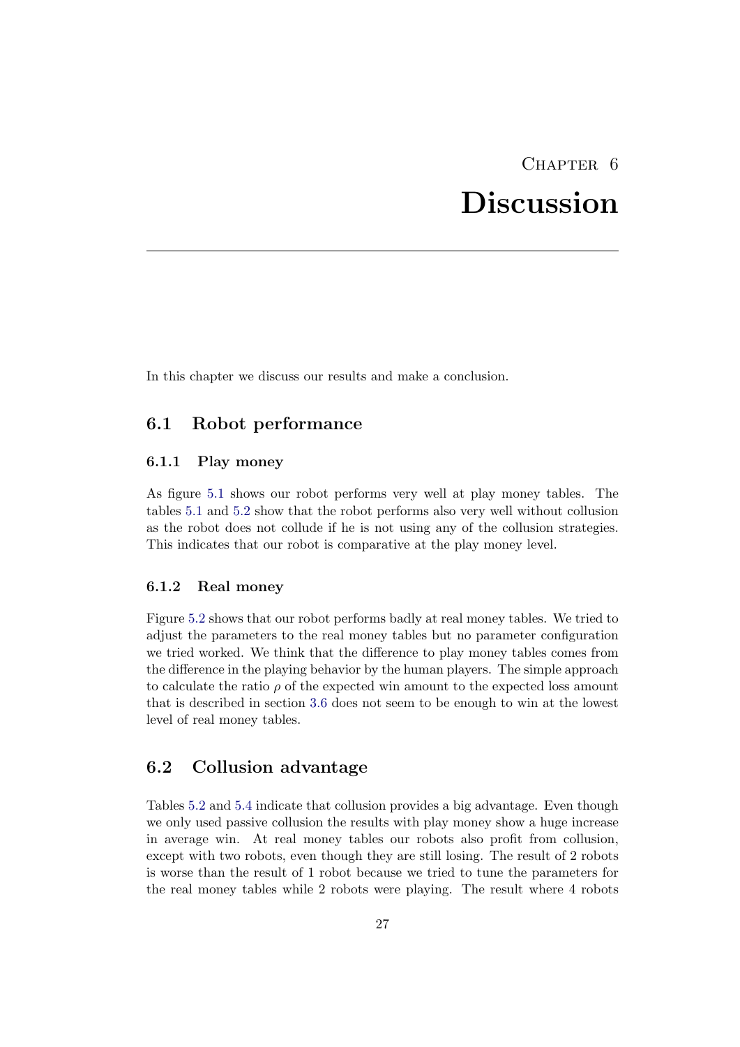# Chapter 6

# Discussion

In this chapter we discuss our results and make a conclusion.

## 6.1 Robot performance

### 6.1.1 Play money

As figure 5.1 shows our robot performs very well at play money tables. The tables 5.1 and 5.2 show that the robot performs also very well without collusion as the robot does not collude if he is not using any of the collusion strategies. This indicates that our robot is comparative at the play money level.

### 6.1.2 Real money

Figure 5.2 shows that our robot performs badly at real money tables. We tried to adjust the parameters to the real money tables but no parameter configuration we tried worked. We think that the difference to play money tables comes from the difference in the playing behavior by the human players. The simple approach to calculate the ratio $\rho$ of the expected win amount to the expected loss amount that is described in section 3.6 does not seem to be enough to win at the lowest level of real money tables.

## 6.2 Collusion advantage

Tables 5.2 and 5.4 indicate that collusion provides a big advantage. Even though we only used passive collusion the results with play money show a huge increase in average win. At real money tables our robots also profit from collusion, except with two robots, even though they are still losing. The result of 2 robots is worse than the result of 1 robot because we tried to tune the parameters for the real money tables while 2 robots were playing. The result where 4 robots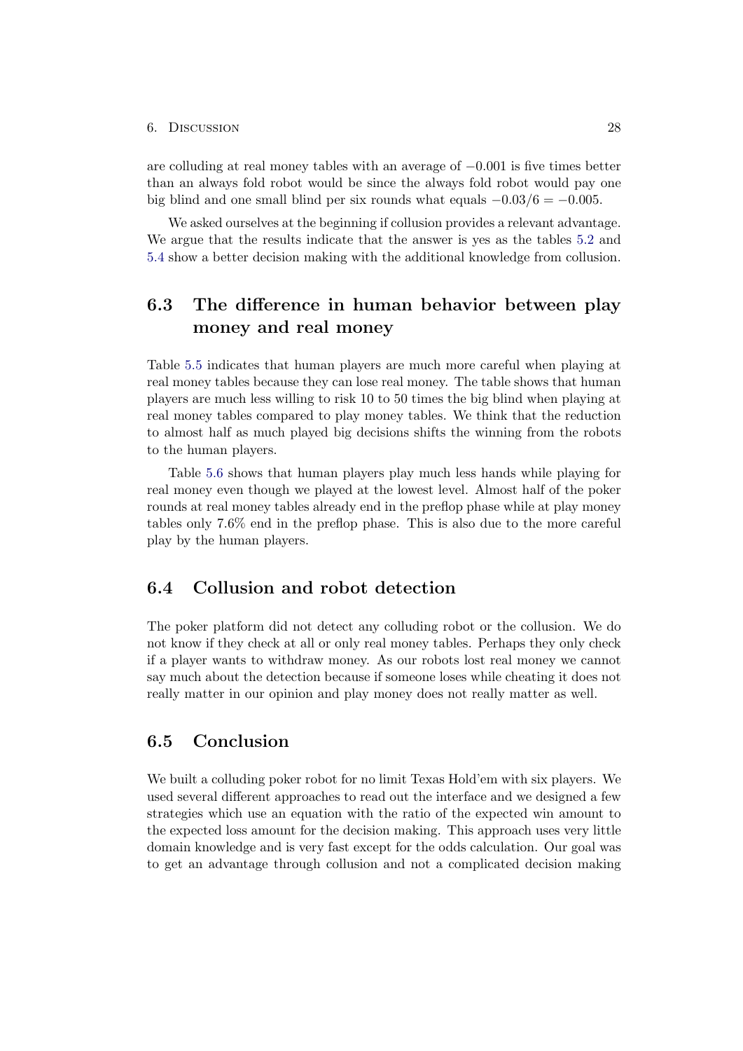are colluding at real money tables with an average of $-0.001$ is five times better than an always fold robot would be since the always fold robot would pay one big blind and one small blind per six rounds what equals $-0.03/6 = -0.005$.

We asked ourselves at the beginning if collusion provides a relevant advantage. We argue that the results indicate that the answer is yes as the tables 5.2 and 5.4 show a better decision making with the additional knowledge from collusion.

## 6.3 The difference in human behavior between play money and real money

Table 5.5 indicates that human players are much more careful when playing at real money tables because they can lose real money. The table shows that human players are much less willing to risk 10 to 50 times the big blind when playing at real money tables compared to play money tables. We think that the reduction to almost half as much played big decisions shifts the winning from the robots to the human players.

Table 5.6 shows that human players play much less hands while playing for real money even though we played at the lowest level. Almost half of the poker rounds at real money tables already end in the preflop phase while at play money tables only 7.6% end in the preflop phase. This is also due to the more careful play by the human players.

## 6.4 Collusion and robot detection

The poker platform did not detect any colluding robot or the collusion. We do not know if they check at all or only real money tables. Perhaps they only check if a player wants to withdraw money. As our robots lost real money we cannot say much about the detection because if someone loses while cheating it does not really matter in our opinion and play money does not really matter as well.

## 6.5 Conclusion

We built a colluding poker robot for no limit Texas Hold'em with six players. We used several different approaches to read out the interface and we designed a few strategies which use an equation with the ratio of the expected win amount to the expected loss amount for the decision making. This approach uses very little domain knowledge and is very fast except for the odds calculation. Our goal was to get an advantage through collusion and not a complicated decision making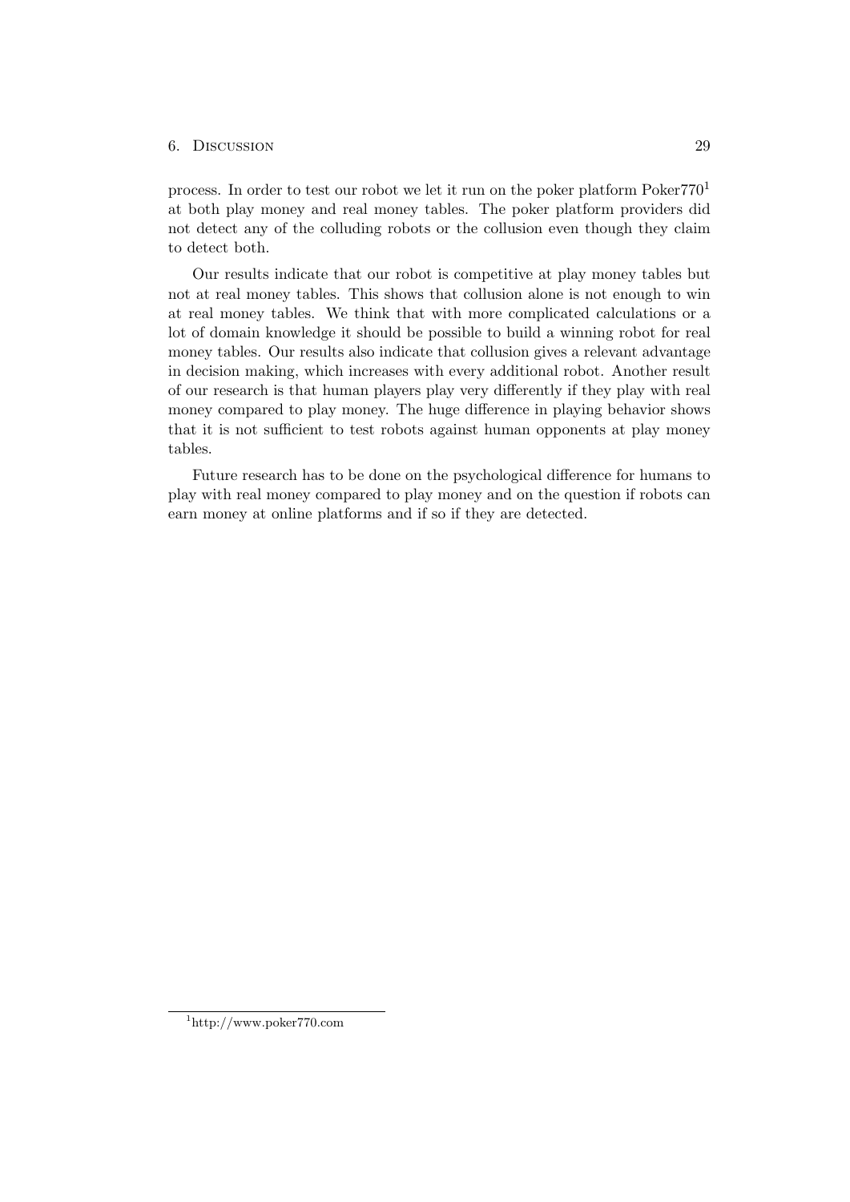process. In order to test our robot we let it run on the poker platform Poker770[1] at both play money and real money tables. The poker platform providers did not detect any of the colluding robots or the collusion even though they claim to detect both.

Our results indicate that our robot is competitive at play money tables but not at real money tables. This shows that collusion alone is not enough to win at real money tables. We think that with more complicated calculations or a lot of domain knowledge it should be possible to build a winning robot for real money tables. Our results also indicate that collusion gives a relevant advantage in decision making, which increases with every additional robot. Another result of our research is that human players play very differently if they play with real money compared to play money. The huge difference in playing behavior shows that it is not sufficient to test robots against human opponents at play money tables.

Future research has to be done on the psychological difference for humans to play with real money compared to play money and on the question if robots can earn money at online platforms and if so if they are detected.

---

[1] http://www.poker770.com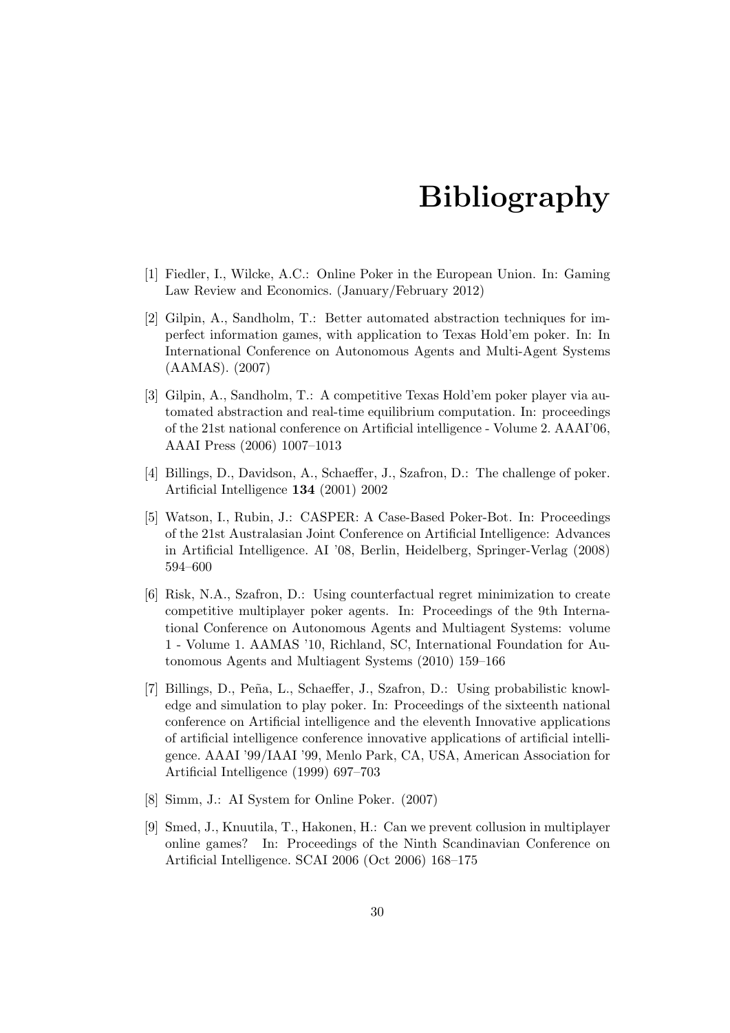# Bibliography

[1] Fiedler, I., Wilcke, A.C.: Online Poker in the European Union. In: Gaming Law Review and Economics. (January/February 2012)

[2] Gilpin, A., Sandholm, T.: Better automated abstraction techniques for imperfect information games, with application to Texas Hold'em poker. In: In International Conference on Autonomous Agents and Multi-Agent Systems (AAMAS). (2007)

[3] Gilpin, A., Sandholm, T.: A competitive Texas Hold'em poker player via automated abstraction and real-time equilibrium computation. In: proceedings of the 21st national conference on Artificial intelligence - Volume 2. AAAI'06, AAAI Press (2006) 1007–1013

[4] Billings, D., Davidson, A., Schaeffer, J., Szafron, D.: The challenge of poker. Artificial Intelligence **134** (2001) 2002

[5] Watson, I., Rubin, J.: CASPER: A Case-Based Poker-Bot. In: Proceedings of the 21st Australasian Joint Conference on Artificial Intelligence: Advances in Artificial Intelligence. AI '08, Berlin, Heidelberg, Springer-Verlag (2008) 594–600

[6] Risk, N.A., Szafron, D.: Using counterfactual regret minimization to create competitive multiplayer poker agents. In: Proceedings of the 9th International Conference on Autonomous Agents and Multiagent Systems: volume 1 - Volume 1. AAMAS '10, Richland, SC, International Foundation for Autonomous Agents and Multiagent Systems (2010) 159–166

[7] Billings, D., Peña, L., Schaeffer, J., Szafron, D.: Using probabilistic knowledge and simulation to play poker. In: Proceedings of the sixteenth national conference on Artificial intelligence and the eleventh Innovative applications of artificial intelligence conference innovative applications of artificial intelligence. AAAI '99/IAAI '99, Menlo Park, CA, USA, American Association for Artificial Intelligence (1999) 697–703

[8] Simm, J.: AI System for Online Poker. (2007)

[9] Smed, J., Knuutila, T., Hakonen, H.: Can we prevent collusion in multiplayer online games? In: Proceedings of the Ninth Scandinavian Conference on Artificial Intelligence. SCAI 2006 (Oct 2006) 168–175